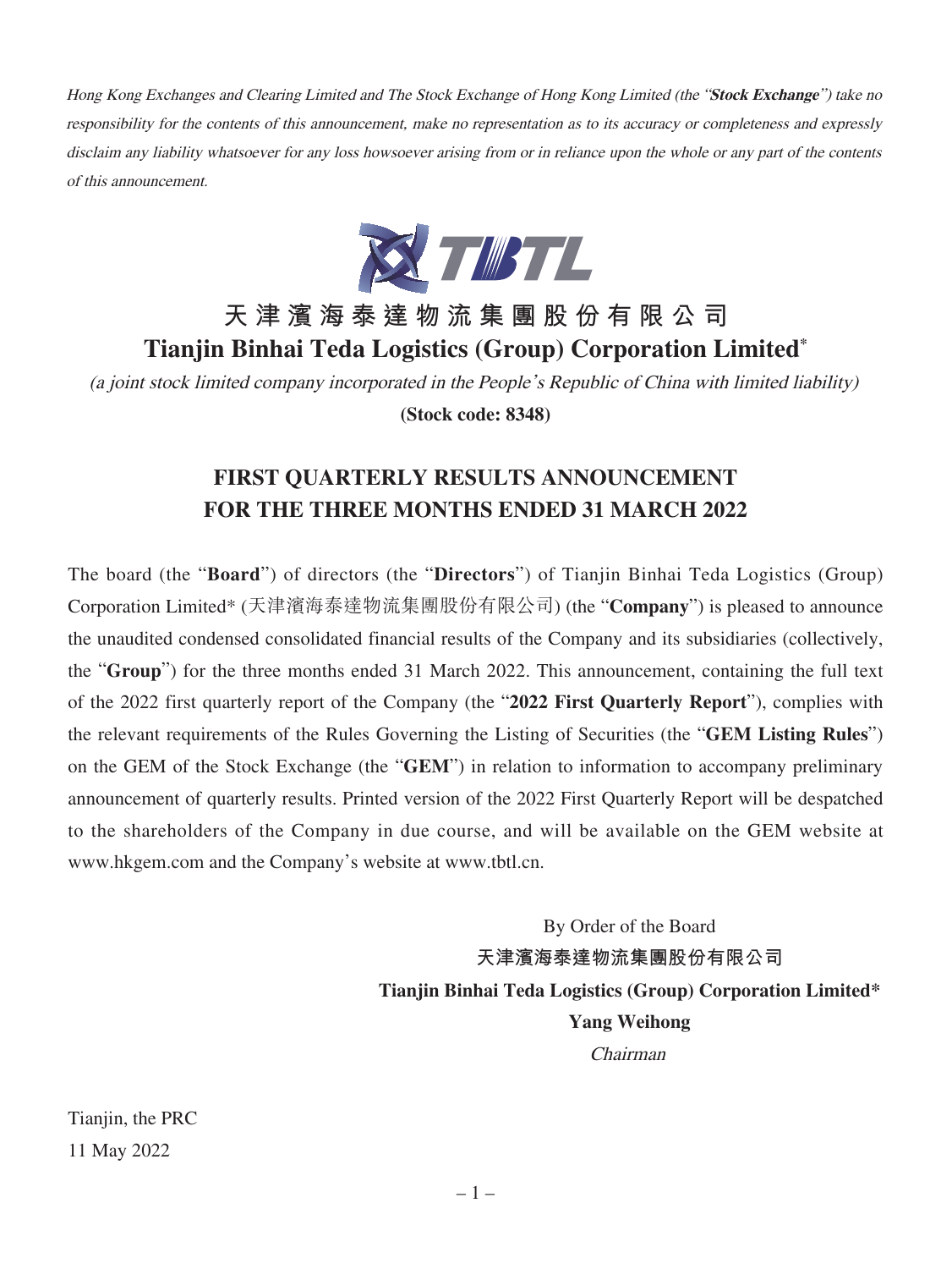*Hong Kong Exchanges and Clearing Limited and The Stock Exchange of Hong Kong Limited (the "**Stock Exchange**") take no responsibility for the contents of this announcement, make no representation as to its accuracy or completeness and expressly disclaim any liability whatsoever for any loss howsoever arising from or in reliance upon the whole or any part of the contents of this announcement.*

# 天津濱海泰達物流集團股份有限公司
# Tianjin Binhai Teda Logistics (Group) Corporation Limited*

*(a joint stock limited company incorporated in the People's Republic of China with limited liability)*

**(Stock code: 8348)**

## FIRST QUARTERLY RESULTS ANNOUNCEMENT FOR THE THREE MONTHS ENDED 31 MARCH 2022

The board (the "**Board**") of directors (the "**Directors**") of Tianjin Binhai Teda Logistics (Group) Corporation Limited* (天津濱海泰達物流集團股份有限公司) (the "**Company**") is pleased to announce the unaudited condensed consolidated financial results of the Company and its subsidiaries (collectively, the "**Group**") for the three months ended 31 March 2022. This announcement, containing the full text of the 2022 first quarterly report of the Company (the "**2022 First Quarterly Report**"), complies with the relevant requirements of the Rules Governing the Listing of Securities (the "**GEM Listing Rules**") on the GEM of the Stock Exchange (the "**GEM**") in relation to information to accompany preliminary announcement of quarterly results. Printed version of the 2022 First Quarterly Report will be despatched to the shareholders of the Company in due course, and will be available on the GEM website at www.hkgem.com and the Company's website at www.tbtl.cn.

By Order of the Board
**天津濱海泰達物流集團股份有限公司**
**Tianjin Binhai Teda Logistics (Group) Corporation Limited***
**Yang Weihong**
*Chairman*

Tianjin, the PRC
11 May 2022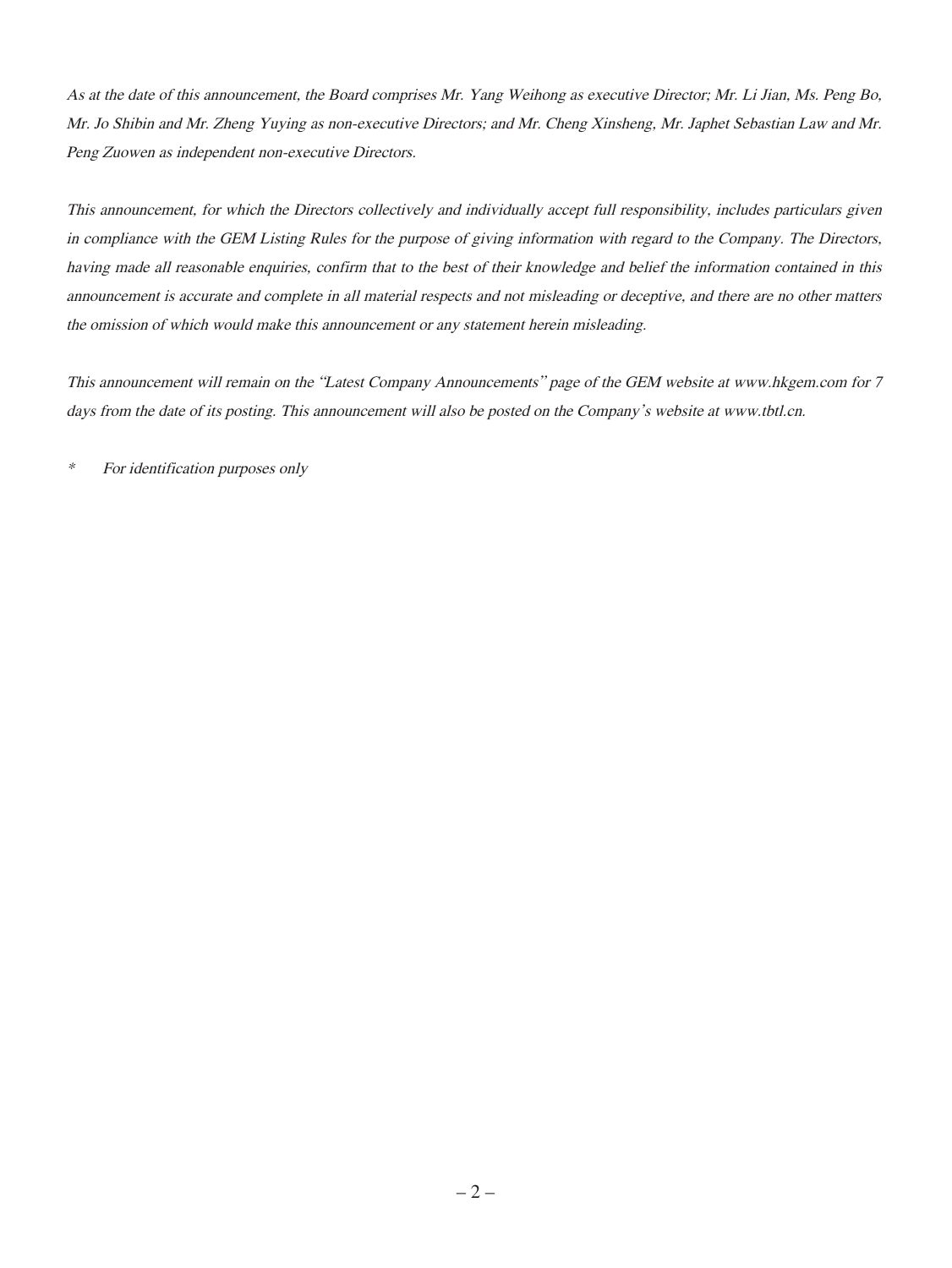*As at the date of this announcement, the Board comprises Mr. Yang Weihong as executive Director; Mr. Li Jian, Ms. Peng Bo, Mr. Jo Shibin and Mr. Zheng Yuying as non-executive Directors; and Mr. Cheng Xinsheng, Mr. Japhet Sebastian Law and Mr. Peng Zuowen as independent non-executive Directors.*

*This announcement, for which the Directors collectively and individually accept full responsibility, includes particulars given in compliance with the GEM Listing Rules for the purpose of giving information with regard to the Company. The Directors, having made all reasonable enquiries, confirm that to the best of their knowledge and belief the information contained in this announcement is accurate and complete in all material respects and not misleading or deceptive, and there are no other matters the omission of which would make this announcement or any statement herein misleading.*

*This announcement will remain on the "Latest Company Announcements" page of the GEM website at www.hkgem.com for 7 days from the date of its posting. This announcement will also be posted on the Company's website at www.tbtl.cn.*

\* *For identification purposes only*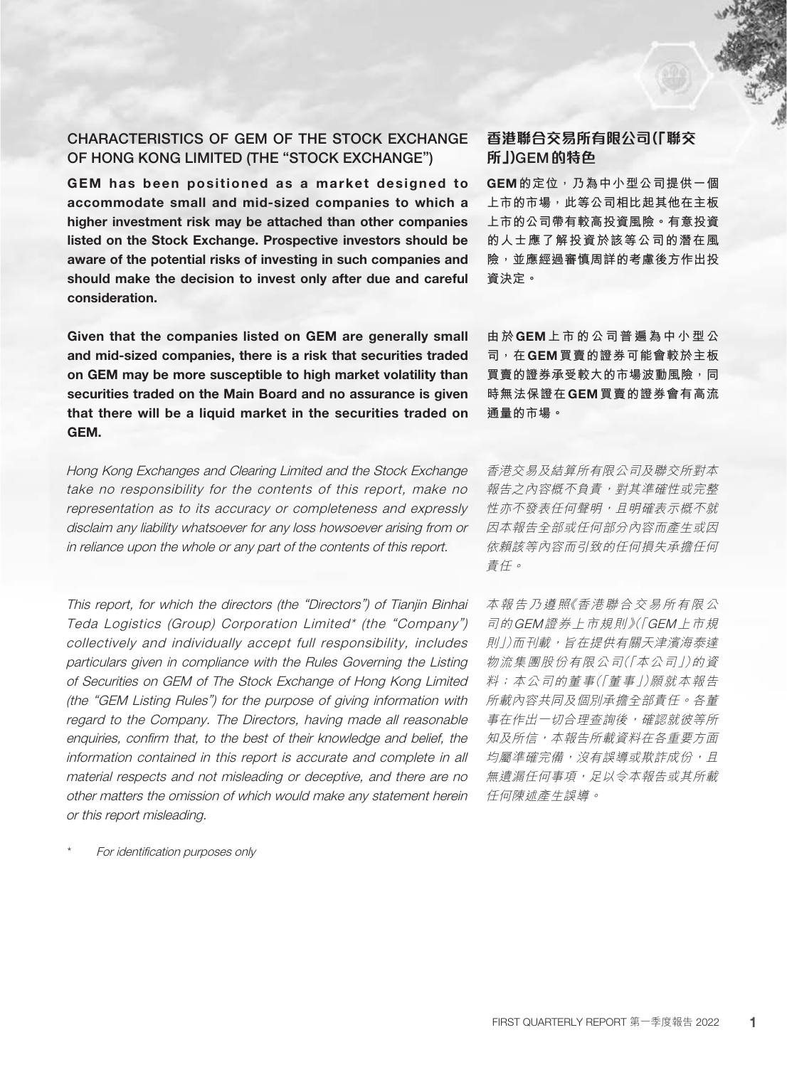## CHARACTERISTICS OF GEM OF THE STOCK EXCHANGE OF HONG KONG LIMITED (THE "STOCK EXCHANGE")

**GEM has been positioned as a market designed to accommodate small and mid-sized companies to which a higher investment risk may be attached than other companies listed on the Stock Exchange. Prospective investors should be aware of the potential risks of investing in such companies and should make the decision to invest only after due and careful consideration.**

**Given that the companies listed on GEM are generally small and mid-sized companies, there is a risk that securities traded on GEM may be more susceptible to high market volatility than securities traded on the Main Board and no assurance is given that there will be a liquid market in the securities traded on GEM.**

*Hong Kong Exchanges and Clearing Limited and the Stock Exchange take no responsibility for the contents of this report, make no representation as to its accuracy or completeness and expressly disclaim any liability whatsoever for any loss howsoever arising from or in reliance upon the whole or any part of the contents of this report.*

*This report, for which the directors (the "Directors") of Tianjin Binhai Teda Logistics (Group) Corporation Limited* (the "Company") collectively and individually accept full responsibility, includes particulars given in compliance with the Rules Governing the Listing of Securities on GEM of The Stock Exchange of Hong Kong Limited (the "GEM Listing Rules") for the purpose of giving information with regard to the Company. The Directors, having made all reasonable enquiries, confirm that, to the best of their knowledge and belief, the information contained in this report is accurate and complete in all material respects and not misleading or deceptive, and there are no other matters the omission of which would make any statement herein or this report misleading.*

\* For identification purposes only

## 香港聯合交易所有限公司(「聯交所」)GEM的特色

**GEM的定位，乃為中小型公司提供一個上市的市場，此等公司相比起其他在主板上市的公司帶有較高投資風險。有意投資的人士應了解投資於該等公司的潛在風險，並應經過審慎周詳的考慮後方作出投資決定。**

**由於GEM上市的公司普遍為中小型公司，在GEM買賣的證券可能會較於主板買賣的證券承受較大的市場波動風險，同時無法保證在GEM買賣的證券會有高流通量的市場。**

*香港交易及結算所有限公司及聯交所對本報告之內容概不負責，對其準確性或完整性亦不發表任何聲明，且明確表示概不就因本報告全部或任何部分內容而產生或因依賴該等內容而引致的任何損失承擔任何責任。*

*本報告乃遵照《香港聯合交易所有限公司的GEM證券上市規則》(「GEM上市規則」)而刊載，旨在提供有關天津濱海泰達物流集團股份有限公司(「本公司」)的資料；本公司的董事(「董事」)願就本報告所載內容共同及個別承擔全部責任。各董事在作出一切合理查詢後，確認就彼等所知及所信，本報告所載資料在各重要方面均屬準確完備，沒有誤導或欺詐成份，且無遺漏任何事項，足以令本報告或其所載任何陳述產生誤導。*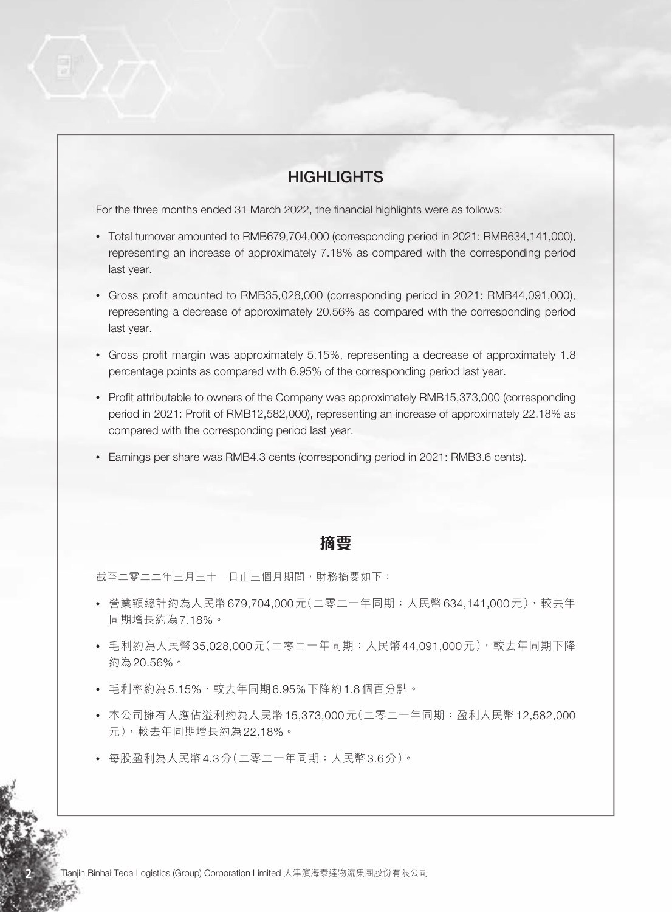## HIGHLIGHTS

For the three months ended 31 March 2022, the financial highlights were as follows:

- Total turnover amounted to RMB679,704,000 (corresponding period in 2021: RMB634,141,000), representing an increase of approximately 7.18% as compared with the corresponding period last year.
- Gross profit amounted to RMB35,028,000 (corresponding period in 2021: RMB44,091,000), representing a decrease of approximately 20.56% as compared with the corresponding period last year.
- Gross profit margin was approximately 5.15%, representing a decrease of approximately 1.8 percentage points as compared with 6.95% of the corresponding period last year.
- Profit attributable to owners of the Company was approximately RMB15,373,000 (corresponding period in 2021: Profit of RMB12,582,000), representing an increase of approximately 22.18% as compared with the corresponding period last year.
- Earnings per share was RMB4.3 cents (corresponding period in 2021: RMB3.6 cents).

## 摘要

截至二零二二年三月三十一日止三個月期間，財務摘要如下：

- 營業額總計約為人民幣679,704,000元（二零二一年同期：人民幣634,141,000元），較去年同期增長約為7.18%。
- 毛利約為人民幣35,028,000元（二零二一年同期：人民幣44,091,000元），較去年同期下降約為20.56%。
- 毛利率約為5.15%，較去年同期6.95%下降約1.8個百分點。
- 本公司擁有人應佔溢利約為人民幣15,373,000元（二零二一年同期：盈利人民幣12,582,000元），較去年同期增長約為22.18%。
- 每股盈利為人民幣4.3分（二零二一年同期：人民幣3.6分）。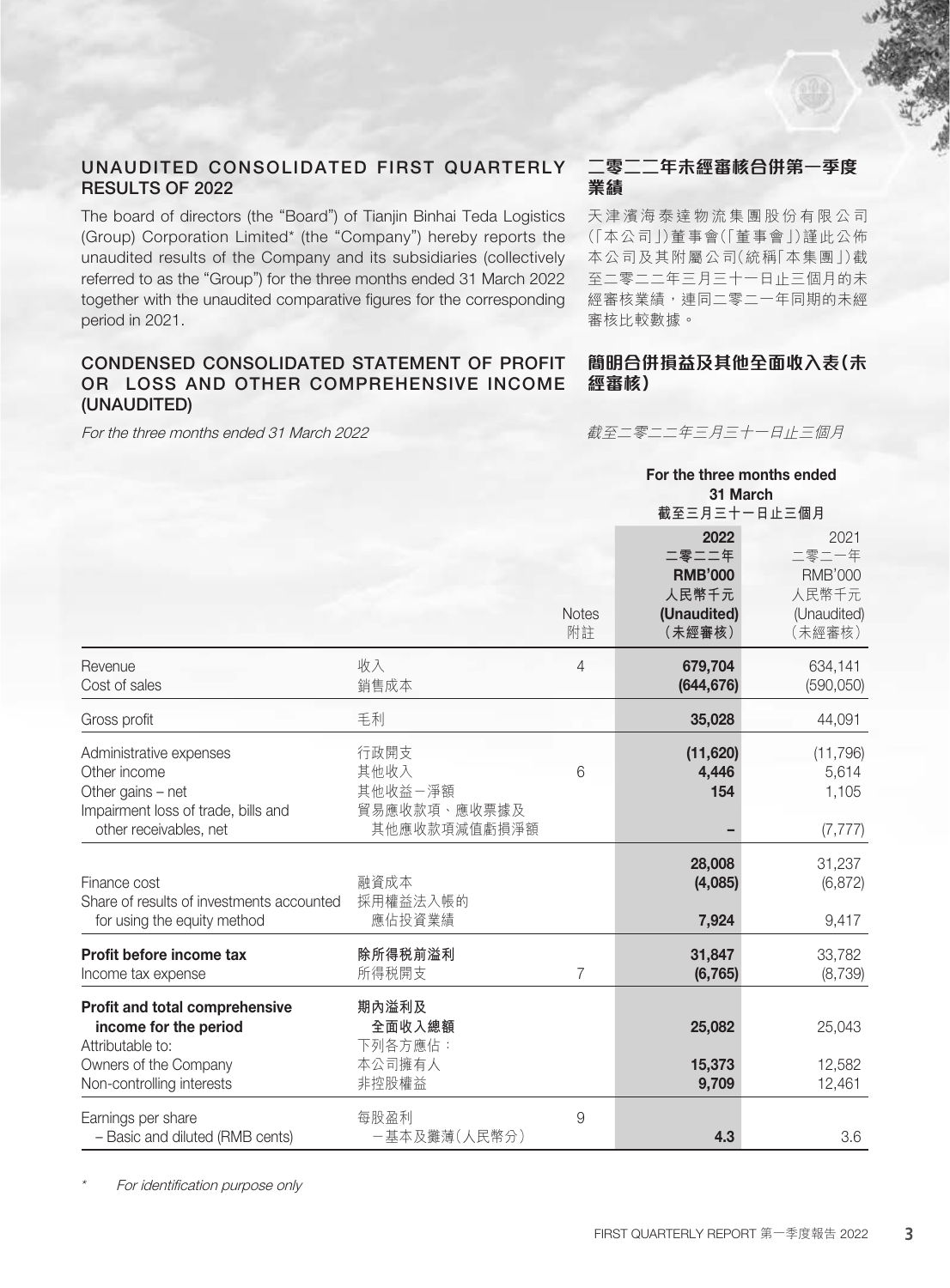## UNAUDITED CONSOLIDATED FIRST QUARTERLY RESULTS OF 2022

## 二零二二年未經審核合併第一季度業績

The board of directors (the "Board") of Tianjin Binhai Teda Logistics (Group) Corporation Limited* (the "Company") hereby reports the unaudited results of the Company and its subsidiaries (collectively referred to as the "Group") for the three months ended 31 March 2022 together with the unaudited comparative figures for the corresponding period in 2021.

天津濱海泰達物流集團股份有限公司(「本公司」)董事會(「董事會」)謹此公佈本公司及其附屬公司(統稱「本集團」)截至二零二二年三月三十一日止三個月的未經審核業績，連同二零二一年同期的未經審核比較數據。

## CONDENSED CONSOLIDATED STATEMENT OF PROFIT OR LOSS AND OTHER COMPREHENSIVE INCOME (UNAUDITED)

## 簡明合併損益及其他全面收入表(未經審核)

*For the three months ended 31 March 2022*

*截至二零二二年三月三十一日止三個月*

| | | | For the three months ended 31 March 截至三月三十一日止三個月 | |
|---|---|---|---|---|
| | | Notes 附註 | **2022 二零二二年 RMB'000 人民幣千元 (Unaudited) (未經審核)** | 2021 二零二一年 RMB'000 人民幣千元 (Unaudited) (未經審核) |
| Revenue | 收入 | 4 | **679,704** | 634,141 |
| Cost of sales | 銷售成本 | | **(644,676)** | (590,050) |
| Gross profit | 毛利 | | **35,028** | 44,091 |
| Administrative expenses | 行政開支 | | **(11,620)** | (11,796) |
| Other income | 其他收入 | 6 | **4,446** | 5,614 |
| Other gains – net | 其他收益－淨額 | | **154** | 1,105 |
| Impairment loss of trade, bills and other receivables, net | 貿易應收款項、應收票據及其他應收款項減值虧損淨額 | | **–** | (7,777) |
| | | | **28,008** | 31,237 |
| Finance cost | 融資成本 | | **(4,085)** | (6,872) |
| Share of results of investments accounted for using the equity method | 採用權益法入帳的應佔投資業績 | | **7,924** | 9,417 |
| **Profit before income tax** | **除所得税前溢利** | | **31,847** | 33,782 |
| Income tax expense | 所得税開支 | 7 | **(6,765)** | (8,739) |
| **Profit and total comprehensive income for the period** | **期內溢利及全面收入總額** | | **25,082** | 25,043 |
| Attributable to: | 下列各方應佔： | | | |
| Owners of the Company | 本公司擁有人 | | **15,373** | 12,582 |
| Non-controlling interests | 非控股權益 | | **9,709** | 12,461 |
| Earnings per share | 每股盈利 | 9 | | |
| – Basic and diluted (RMB cents) | －基本及攤薄(人民幣分) | | **4.3** | 3.6 |

\* *For identification purpose only*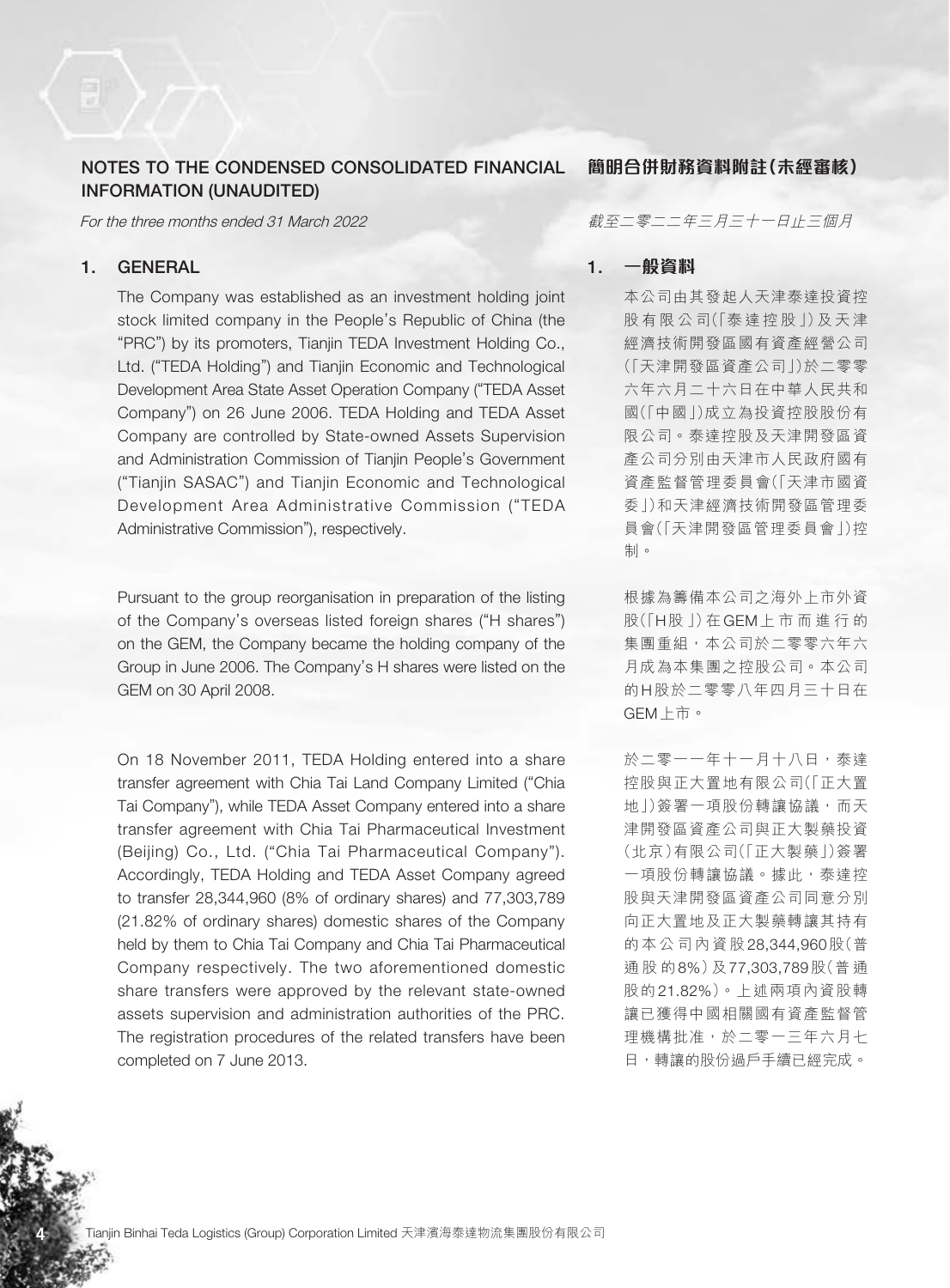## NOTES TO THE CONDENSED CONSOLIDATED FINANCIAL INFORMATION (UNAUDITED)

*For the three months ended 31 March 2022*

### 1. GENERAL

The Company was established as an investment holding joint stock limited company in the People's Republic of China (the "PRC") by its promoters, Tianjin TEDA Investment Holding Co., Ltd. ("TEDA Holding") and Tianjin Economic and Technological Development Area State Asset Operation Company ("TEDA Asset Company") on 26 June 2006. TEDA Holding and TEDA Asset Company are controlled by State-owned Assets Supervision and Administration Commission of Tianjin People's Government ("Tianjin SASAC") and Tianjin Economic and Technological Development Area Administrative Commission ("TEDA Administrative Commission"), respectively.

Pursuant to the group reorganisation in preparation of the listing of the Company's overseas listed foreign shares ("H shares") on the GEM, the Company became the holding company of the Group in June 2006. The Company's H shares were listed on the GEM on 30 April 2008.

On 18 November 2011, TEDA Holding entered into a share transfer agreement with Chia Tai Land Company Limited ("Chia Tai Company"), while TEDA Asset Company entered into a share transfer agreement with Chia Tai Pharmaceutical Investment (Beijing) Co., Ltd. ("Chia Tai Pharmaceutical Company"). Accordingly, TEDA Holding and TEDA Asset Company agreed to transfer 28,344,960 (8% of ordinary shares) and 77,303,789 (21.82% of ordinary shares) domestic shares of the Company held by them to Chia Tai Company and Chia Tai Pharmaceutical Company respectively. The two aforementioned domestic share transfers were approved by the relevant state-owned assets supervision and administration authorities of the PRC. The registration procedures of the related transfers have been completed on 7 June 2013.

## 簡明合併財務資料附註(未經審核)

*截至二零二二年三月三十一日止三個月*

### 1. 一般資料

本公司由其發起人天津泰達投資控股有限公司(「泰達控股」)及天津經濟技術開發區國有資產經營公司(「天津開發區資產公司」)於二零零六年六月二十六日在中華人民共和國(「中國」)成立為投資控股股份有限公司。泰達控股及天津開發區資產公司分別由天津市人民政府國有資產監督管理委員會(「天津市國資委」)和天津經濟技術開發區管理委員會(「天津開發區管理委員會」)控制。

根據為籌備本公司之海外上市外資股(「H股」)在GEM上市而進行的集團重組,本公司於二零零六年六月成為本集團之控股公司。本公司的H股於二零零八年四月三十日在GEM上市。

於二零一一年十一月十八日,泰達控股與正大置地有限公司(「正大置地」)簽署一項股份轉讓協議,而天津開發區資產公司與正大製藥投資(北京)有限公司(「正大製藥」)簽署一項股份轉讓協議。據此,泰達控股與天津開發區資產公司同意分別向正大置地及正大製藥轉讓其持有的本公司內資股28,344,960股(普通股的8%)及77,303,789股(普通股的21.82%)。上述兩項內資股轉讓已獲得中國相關國有資產監督管理機構批准,於二零一三年六月七日,轉讓的股份過戶手續已經完成。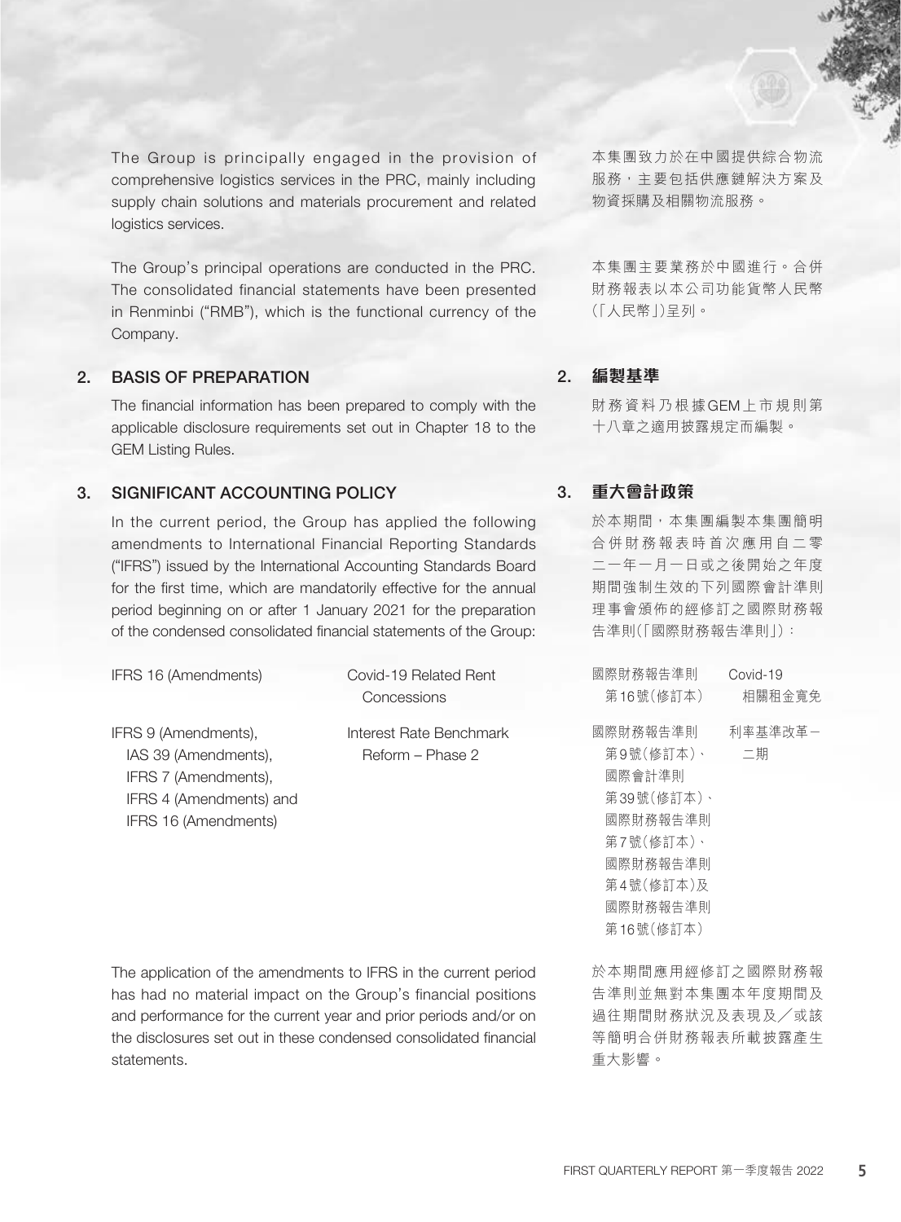The Group is principally engaged in the provision of comprehensive logistics services in the PRC, mainly including supply chain solutions and materials procurement and related logistics services.

本集團致力於在中國提供綜合物流服務，主要包括供應鏈解決方案及物資採購及相關物流服務。

The Group's principal operations are conducted in the PRC. The consolidated financial statements have been presented in Renminbi ("RMB"), which is the functional currency of the Company.

本集團主要業務於中國進行。合併財務報表以本公司功能貨幣人民幣(「人民幣」)呈列。

## 2. BASIS OF PREPARATION

## 2. 編製基準

The financial information has been prepared to comply with the applicable disclosure requirements set out in Chapter 18 to the GEM Listing Rules.

財務資料乃根據GEM上市規則第十八章之適用披露規定而編製。

## 3. SIGNIFICANT ACCOUNTING POLICY

## 3. 重大會計政策

In the current period, the Group has applied the following amendments to International Financial Reporting Standards ("IFRS") issued by the International Accounting Standards Board for the first time, which are mandatorily effective for the annual period beginning on or after 1 January 2021 for the preparation of the condensed consolidated financial statements of the Group:

於本期間，本集團編製本集團簡明合併財務報表時首次應用自二零二一年一月一日或之後開始之年度期間強制生效的下列國際會計準則理事會頒佈的經修訂之國際財務報告準則(「國際財務報告準則」)：

| | |
|---|---|
| IFRS 16 (Amendments) | Covid-19 Related Rent Concessions |
| IFRS 9 (Amendments), IAS 39 (Amendments), IFRS 7 (Amendments), IFRS 4 (Amendments) and IFRS 16 (Amendments) | Interest Rate Benchmark Reform – Phase 2 |

| | |
|---|---|
| 國際財務報告準則第16號(修訂本) | Covid-19相關租金寬免 |
| 國際財務報告準則第9號(修訂本)、國際會計準則第39號(修訂本)、國際財務報告準則第7號(修訂本)、國際財務報告準則第4號(修訂本)及國際財務報告準則第16號(修訂本) | 利率基準改革－二期 |

The application of the amendments to IFRS in the current period has had no material impact on the Group's financial positions and performance for the current year and prior periods and/or on the disclosures set out in these condensed consolidated financial statements.

於本期間應用經修訂之國際財務報告準則並無對本集團本年度期間及過往期間財務狀況及表現及／或該等簡明合併財務報表所載披露產生重大影響。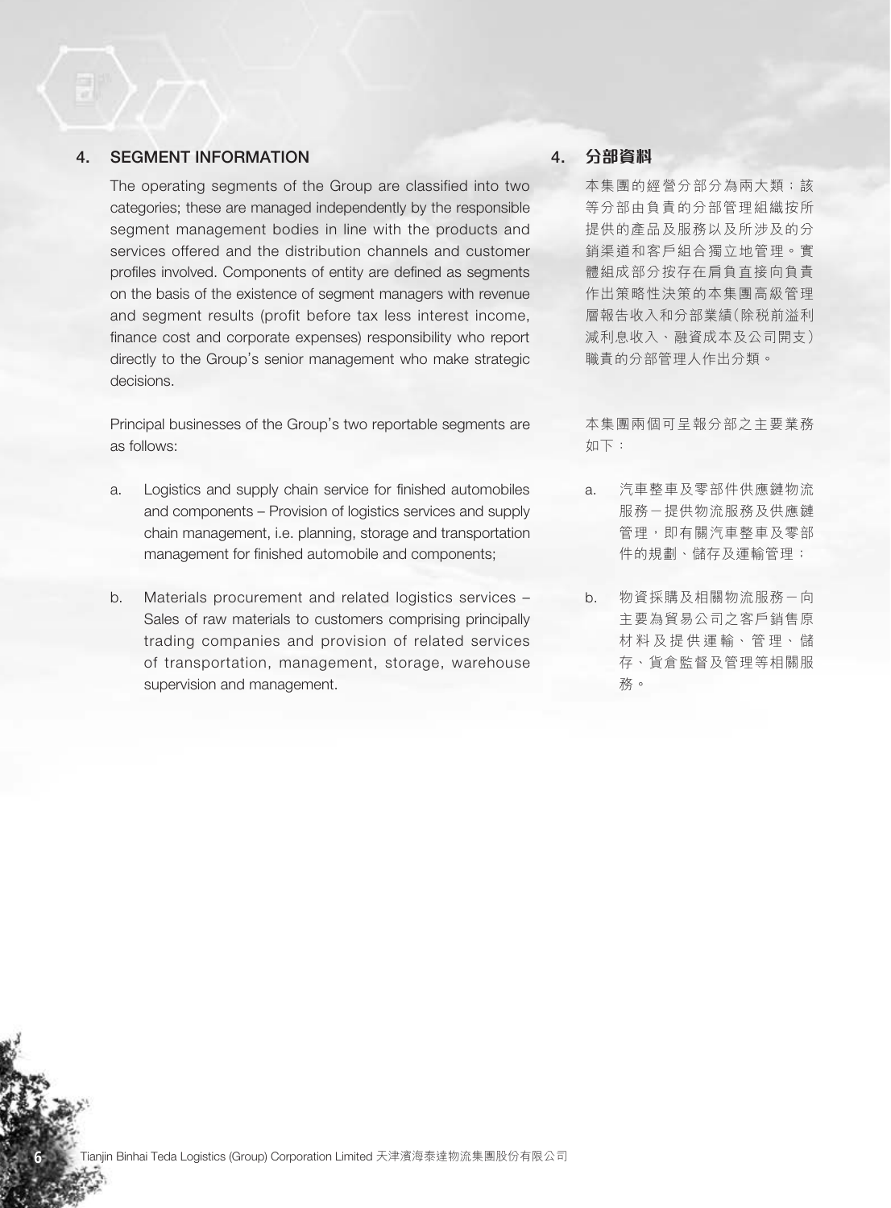## 4. SEGMENT INFORMATION

The operating segments of the Group are classified into two categories; these are managed independently by the responsible segment management bodies in line with the products and services offered and the distribution channels and customer profiles involved. Components of entity are defined as segments on the basis of the existence of segment managers with revenue and segment results (profit before tax less interest income, finance cost and corporate expenses) responsibility who report directly to the Group's senior management who make strategic decisions.

Principal businesses of the Group's two reportable segments are as follows:

a. Logistics and supply chain service for finished automobiles and components – Provision of logistics services and supply chain management, i.e. planning, storage and transportation management for finished automobile and components;

b. Materials procurement and related logistics services – Sales of raw materials to customers comprising principally trading companies and provision of related services of transportation, management, storage, warehouse supervision and management.

## 4. 分部資料

本集團的經營分部分為兩大類；該等分部由負責的分部管理組織按所提供的產品及服務以及所涉及的分銷渠道和客戶組合獨立地管理。實體組成部分按存在肩負直接向負責作出策略性決策的本集團高級管理層報告收入和分部業績（除税前溢利減利息收入、融資成本及公司開支）職責的分部管理人作出分類。

本集團兩個可呈報分部之主要業務如下：

a. 汽車整車及零部件供應鏈物流服務－提供物流服務及供應鏈管理，即有關汽車整車及零部件的規劃、儲存及運輸管理；

b. 物資採購及相關物流服務－向主要為貿易公司之客戶銷售原材料及提供運輸、管理、儲存、貨倉監督及管理等相關服務。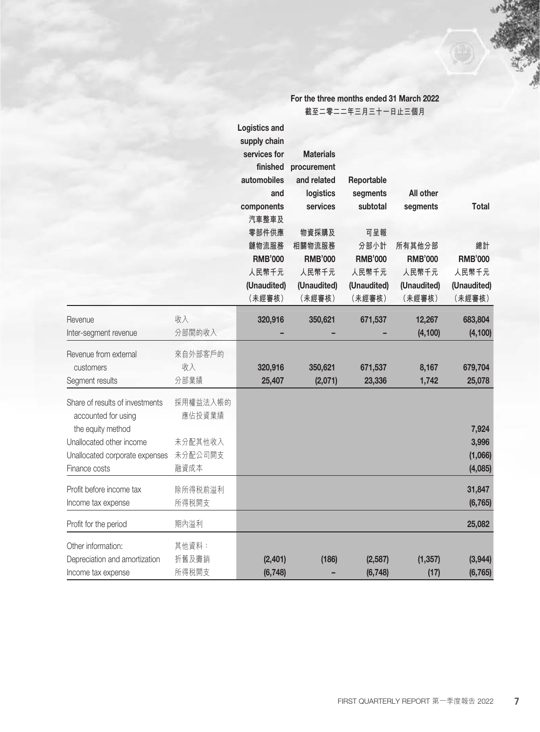| | | For the three months ended 31 March 2022<br>截至二零二二年三月三十一日止三個月 | | | | |
|---|---|---|---|---|---|---|
| | | Logistics and supply chain services for finished automobiles and components<br>汽車整車及零部件供應鏈物流服務<br>RMB'000<br>人民幣千元<br>(Unaudited)<br>（未經審核） | Materials procurement and related logistics services<br>物資採購及相關物流服務<br>RMB'000<br>人民幣千元<br>(Unaudited)<br>（未經審核） | Reportable segments subtotal<br>可呈報分部小計<br>RMB'000<br>人民幣千元<br>(Unaudited)<br>（未經審核） | All other segments<br>所有其他分部<br>RMB'000<br>人民幣千元<br>(Unaudited)<br>（未經審核） | Total<br>總計<br>RMB'000<br>人民幣千元<br>(Unaudited)<br>（未經審核） |
| Revenue | 收入 | 320,916 | 350,621 | 671,537 | 12,267 | 683,804 |
| Inter-segment revenue | 分部間的收入 | – | – | – | (4,100) | (4,100) |
| Revenue from external customers | 來自外部客戶的收入 | 320,916 | 350,621 | 671,537 | 8,167 | 679,704 |
| Segment results | 分部業績 | 25,407 | (2,071) | 23,336 | 1,742 | 25,078 |
| Share of results of investments accounted for using the equity method | 採用權益法入帳的應佔投資業績 | | | | | 7,924 |
| Unallocated other income | 未分配其他收入 | | | | | 3,996 |
| Unallocated corporate expenses | 未分配公司開支 | | | | | (1,066) |
| Finance costs | 融資成本 | | | | | (4,085) |
| Profit before income tax | 除所得税前溢利 | | | | | 31,847 |
| Income tax expense | 所得税開支 | | | | | (6,765) |
| Profit for the period | 期內溢利 | | | | | 25,082 |
| Other information: | 其他資料： | | | | | |
| Depreciation and amortization | 折舊及攤銷 | (2,401) | (186) | (2,587) | (1,357) | (3,944) |
| Income tax expense | 所得税開支 | (6,748) | – | (6,748) | (17) | (6,765) |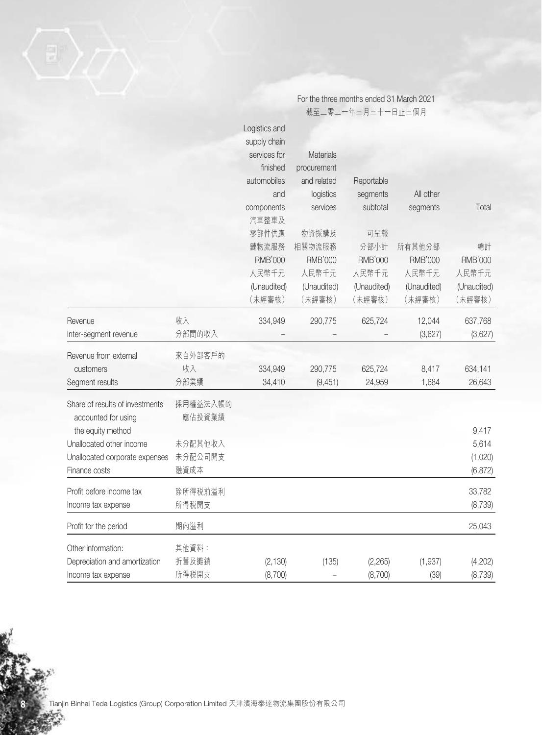For the three months ended 31 March 2021
截至二零二一年三月三十一日止三個月

| | | Logistics and supply chain services for finished automobiles and components 汽車整車及零部件供應鏈物流服務 | Materials procurement and related logistics services 物資採購及相關物流服務 | Reportable segments subtotal 可呈報分部小計 | All other segments 所有其他分部 | Total 總計 |
|---|---|---|---|---|---|---|
| | | RMB'000 人民幣千元 (Unaudited) (未經審核) | RMB'000 人民幣千元 (Unaudited) (未經審核) | RMB'000 人民幣千元 (Unaudited) (未經審核) | RMB'000 人民幣千元 (Unaudited) (未經審核) | RMB'000 人民幣千元 (Unaudited) (未經審核) |
| Revenue | 收入 | 334,949 | 290,775 | 625,724 | 12,044 | 637,768 |
| Inter-segment revenue | 分部間的收入 | – | – | – | (3,627) | (3,627) |
| Revenue from external customers | 來自外部客戶的收入 | 334,949 | 290,775 | 625,724 | 8,417 | 634,141 |
| Segment results | 分部業績 | 34,410 | (9,451) | 24,959 | 1,684 | 26,643 |
| Share of results of investments accounted for using the equity method | 採用權益法入帳的應佔投資業績 | | | | | 9,417 |
| Unallocated other income | 未分配其他收入 | | | | | 5,614 |
| Unallocated corporate expenses | 未分配公司開支 | | | | | (1,020) |
| Finance costs | 融資成本 | | | | | (6,872) |
| Profit before income tax | 除所得稅前溢利 | | | | | 33,782 |
| Income tax expense | 所得稅開支 | | | | | (8,739) |
| Profit for the period | 期內溢利 | | | | | 25,043 |
| Other information: | 其他資料： | | | | | |
| Depreciation and amortization | 折舊及攤銷 | (2,130) | (135) | (2,265) | (1,937) | (4,202) |
| Income tax expense | 所得稅開支 | (8,700) | – | (8,700) | (39) | (8,739) |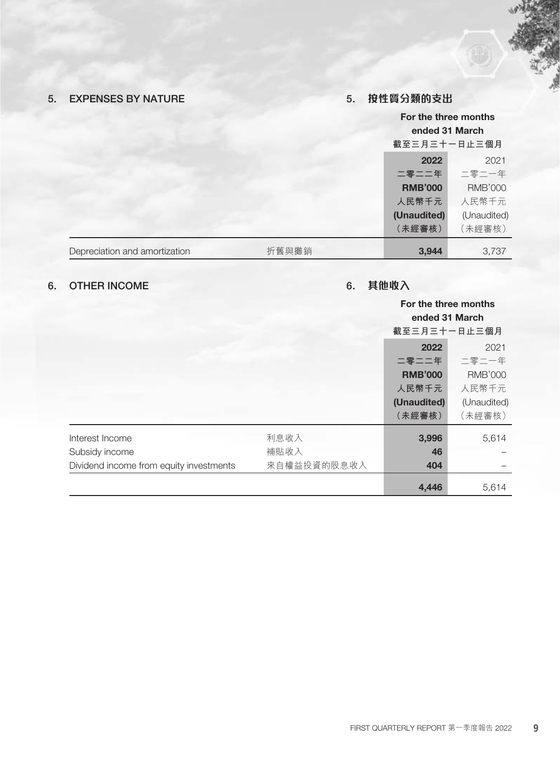## 5. EXPENSES BY NATURE

## 5. 按性質分類的支出

| | | For the three months ended 31 March 截至三月三十一日止三個月 | |
|---|---|---|---|
| | | **2022** | 2021 |
| | | **二零二二年** | 二零二一年 |
| | | **RMB'000** | RMB'000 |
| | | **人民幣千元** | 人民幣千元 |
| | | **(Unaudited)** | (Unaudited) |
| | | **（未經審核）** | （未經審核） |
| Depreciation and amortization | 折舊與攤銷 | **3,944** | 3,737 |

## 6. OTHER INCOME

## 6. 其他收入

| | | For the three months ended 31 March 截至三月三十一日止三個月 | |
|---|---|---|---|
| | | **2022** | 2021 |
| | | **二零二二年** | 二零二一年 |
| | | **RMB'000** | RMB'000 |
| | | **人民幣千元** | 人民幣千元 |
| | | **(Unaudited)** | (Unaudited) |
| | | **（未經審核）** | （未經審核） |
| Interest Income | 利息收入 | **3,996** | 5,614 |
| Subsidy income | 補貼收入 | **46** | – |
| Dividend income from equity investments | 來自權益投資的股息收入 | **404** | – |
| | | **4,446** | 5,614 |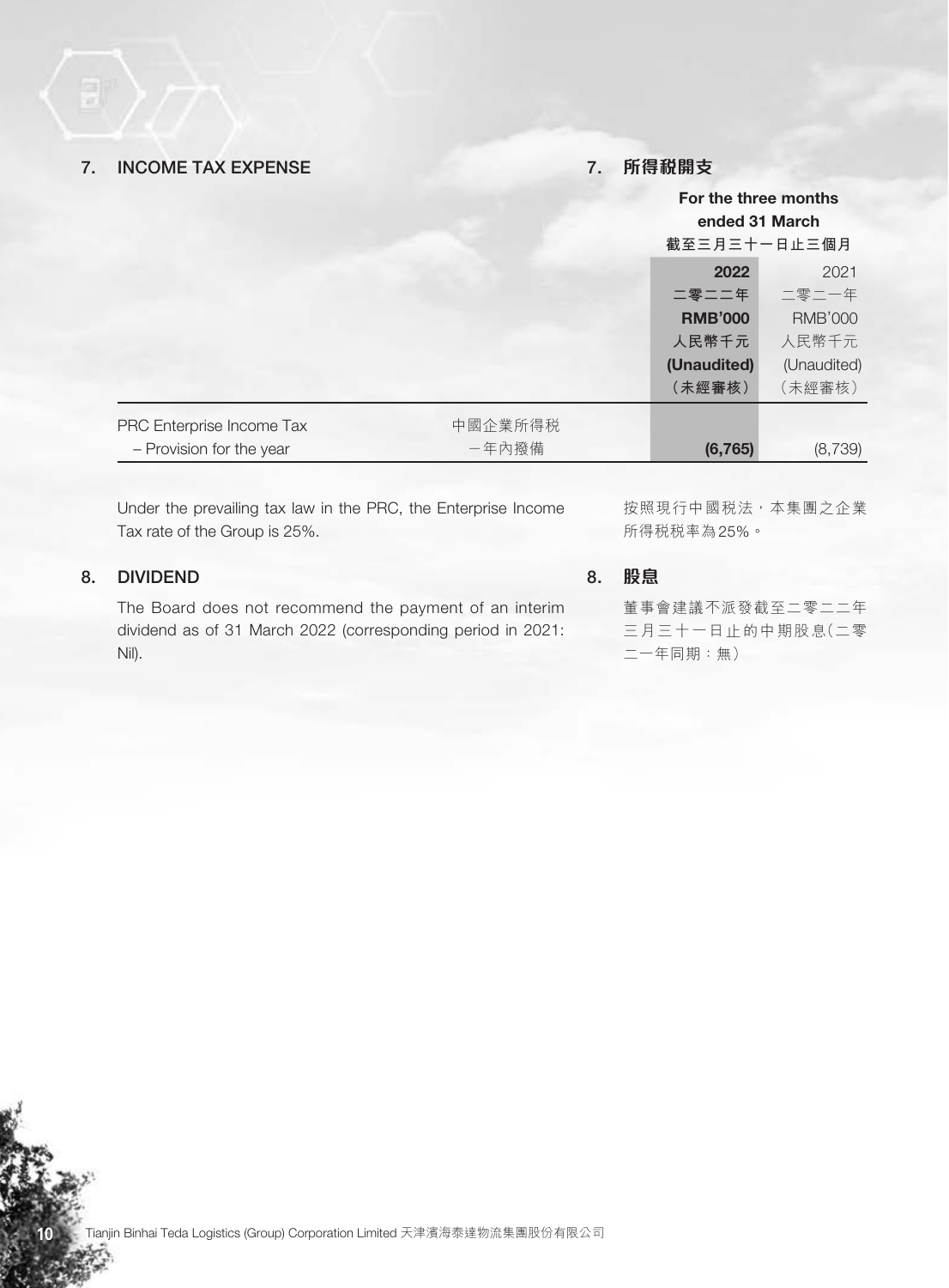## 7. INCOME TAX EXPENSE

## 7. 所得稅開支

| | | For the three months ended 31 March 截至三月三十一日止三個月 | |
|---|---|---|---|
| | | **2022** **二零二二年** **RMB'000** **人民幣千元** **(Unaudited)** **（未經審核）** | 2021 二零二一年 RMB'000 人民幣千元 (Unaudited) （未經審核） |
| PRC Enterprise Income Tax | 中國企業所得稅 | | |
| – Provision for the year | 一年內撥備 | **(6,765)** | (8,739) |

Under the prevailing tax law in the PRC, the Enterprise Income Tax rate of the Group is 25%.

按照現行中國稅法，本集團之企業所得稅稅率為25%。

## 8. DIVIDEND

## 8. 股息

The Board does not recommend the payment of an interim dividend as of 31 March 2022 (corresponding period in 2021: Nil).

董事會建議不派發截至二零二二年三月三十一日止的中期股息(二零二一年同期：無)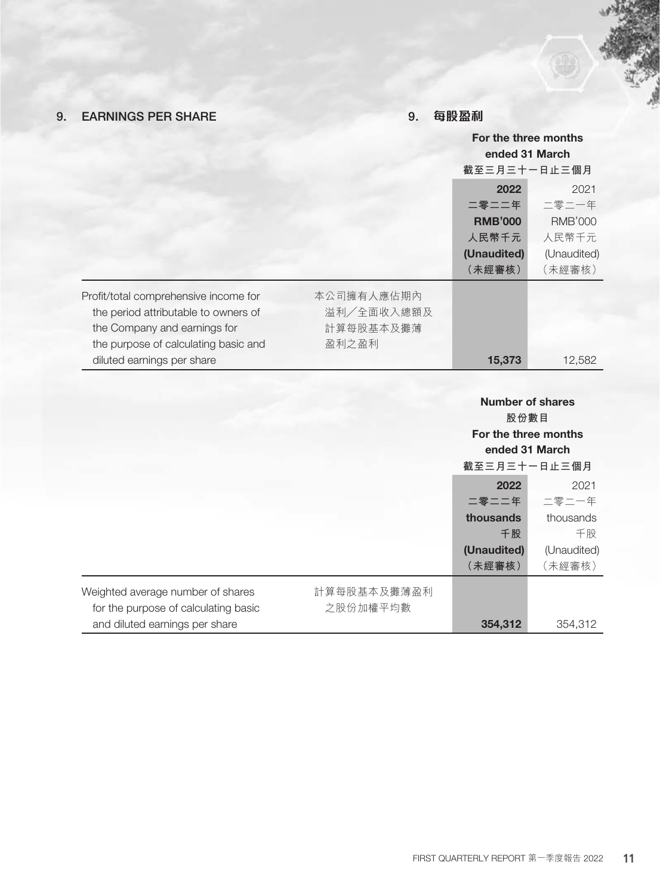## 9. EARNINGS PER SHARE

## 9. 每股盈利

| | | For the three months ended 31 March 截至三月三十一日止三個月 | |
|---|---|---|---|
| | | **2022** | 2021 |
| | | **二零二二年** | 二零二一年 |
| | | **RMB'000** | RMB'000 |
| | | **人民幣千元** | 人民幣千元 |
| | | **(Unaudited)** | (Unaudited) |
| | | **(未經審核)** | (未經審核) |
| Profit/total comprehensive income for the period attributable to owners of the Company and earnings for the purpose of calculating basic and diluted earnings per share | 本公司擁有人應佔期內溢利/全面收入總額及計算每股基本及攤薄盈利之盈利 | **15,373** | 12,582 |

| | | Number of shares 股份數目 For the three months ended 31 March 截至三月三十一日止三個月 | |
|---|---|---|---|
| | | **2022** | 2021 |
| | | **二零二二年** | 二零二一年 |
| | | **thousands** | thousands |
| | | **千股** | 千股 |
| | | **(Unaudited)** | (Unaudited) |
| | | **(未經審核)** | (未經審核) |
| Weighted average number of shares for the purpose of calculating basic and diluted earnings per share | 計算每股基本及攤薄盈利之股份加權平均數 | **354,312** | 354,312 |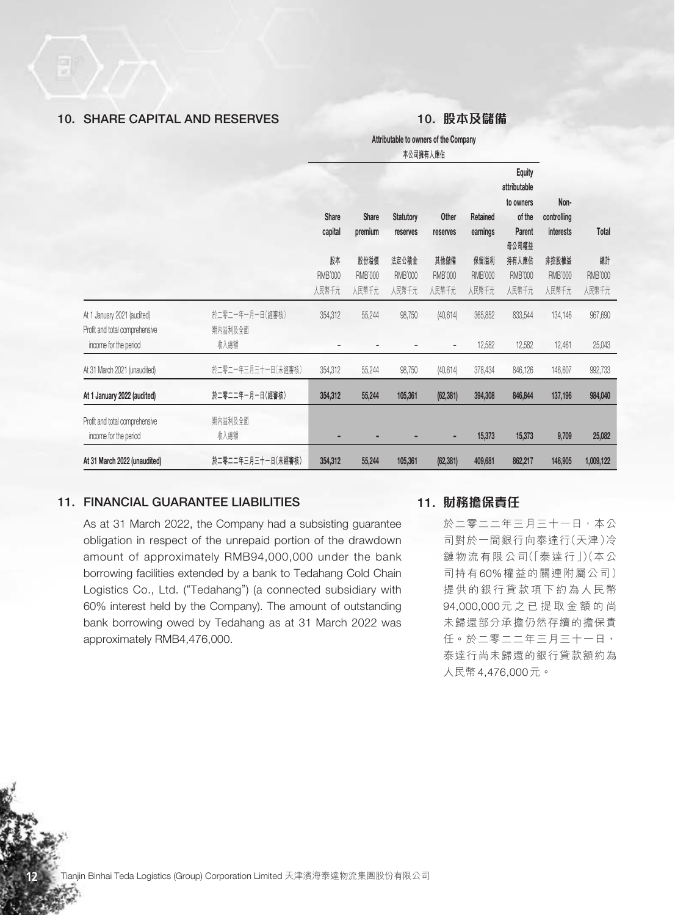## 10. SHARE CAPITAL AND RESERVES

## 10. 股本及儲備

| | | Attributable to owners of the Company 本公司擁有人應佔 | | | | | | | |
|---|---|---|---|---|---|---|---|---|---|
| | | Share capital 股本 RMB'000 人民幣千元 | Share premium 股份溢價 RMB'000 人民幣千元 | Statutory reserves 法定公積金 RMB'000 人民幣千元 | Other reserves 其他儲備 RMB'000 人民幣千元 | Retained earnings 保留溢利 RMB'000 人民幣千元 | Equity attributable to owners of the Parent 母公司權益持有人應佔 RMB'000 人民幣千元 | Non-controlling interests 非控股權益 RMB'000 人民幣千元 | Total 總計 RMB'000 人民幣千元 |
| At 1 January 2021 (audited) | 於二零二一年一月一日(經審核) | 354,312 | 55,244 | 98,750 | (40,614) | 365,852 | 833,544 | 134,146 | 967,690 |
| Profit and total comprehensive income for the period | 期內溢利及全面收入總額 | – | – | – | – | 12,582 | 12,582 | 12,461 | 25,043 |
| At 31 March 2021 (unaudited) | 於二零二一年三月三十一日(未經審核) | 354,312 | 55,244 | 98,750 | (40,614) | 378,434 | 846,126 | 146,607 | 992,733 |
| **At 1 January 2022 (audited)** | **於二零二二年一月一日(經審核)** | **354,312** | **55,244** | **105,361** | **(62,381)** | **394,308** | **846,844** | **137,196** | **984,040** |
| Profit and total comprehensive income for the period | 期內溢利及全面收入總額 | **–** | **–** | **–** | **–** | **15,373** | **15,373** | **9,709** | **25,082** |
| **At 31 March 2022 (unaudited)** | **於二零二二年三月三十一日(未經審核)** | **354,312** | **55,244** | **105,361** | **(62,381)** | **409,681** | **862,217** | **146,905** | **1,009,122** |

## 11. FINANCIAL GUARANTEE LIABILITIES

As at 31 March 2022, the Company had a subsisting guarantee obligation in respect of the unrepaid portion of the drawdown amount of approximately RMB94,000,000 under the bank borrowing facilities extended by a bank to Tedahang Cold Chain Logistics Co., Ltd. ("Tedahang") (a connected subsidiary with 60% interest held by the Company). The amount of outstanding bank borrowing owed by Tedahang as at 31 March 2022 was approximately RMB4,476,000.

## 11. 財務擔保責任

於二零二二年三月三十一日，本公司對於一間銀行向泰達行(天津)冷鏈物流有限公司(「泰達行」)(本公司持有60%權益的關連附屬公司)提供的銀行貸款項下約為人民幣94,000,000元之已提取金額的尚未歸還部分承擔仍然存續的擔保責任。於二零二二年三月三十一日，泰達行尚未歸還的銀行貸款額約為人民幣4,476,000元。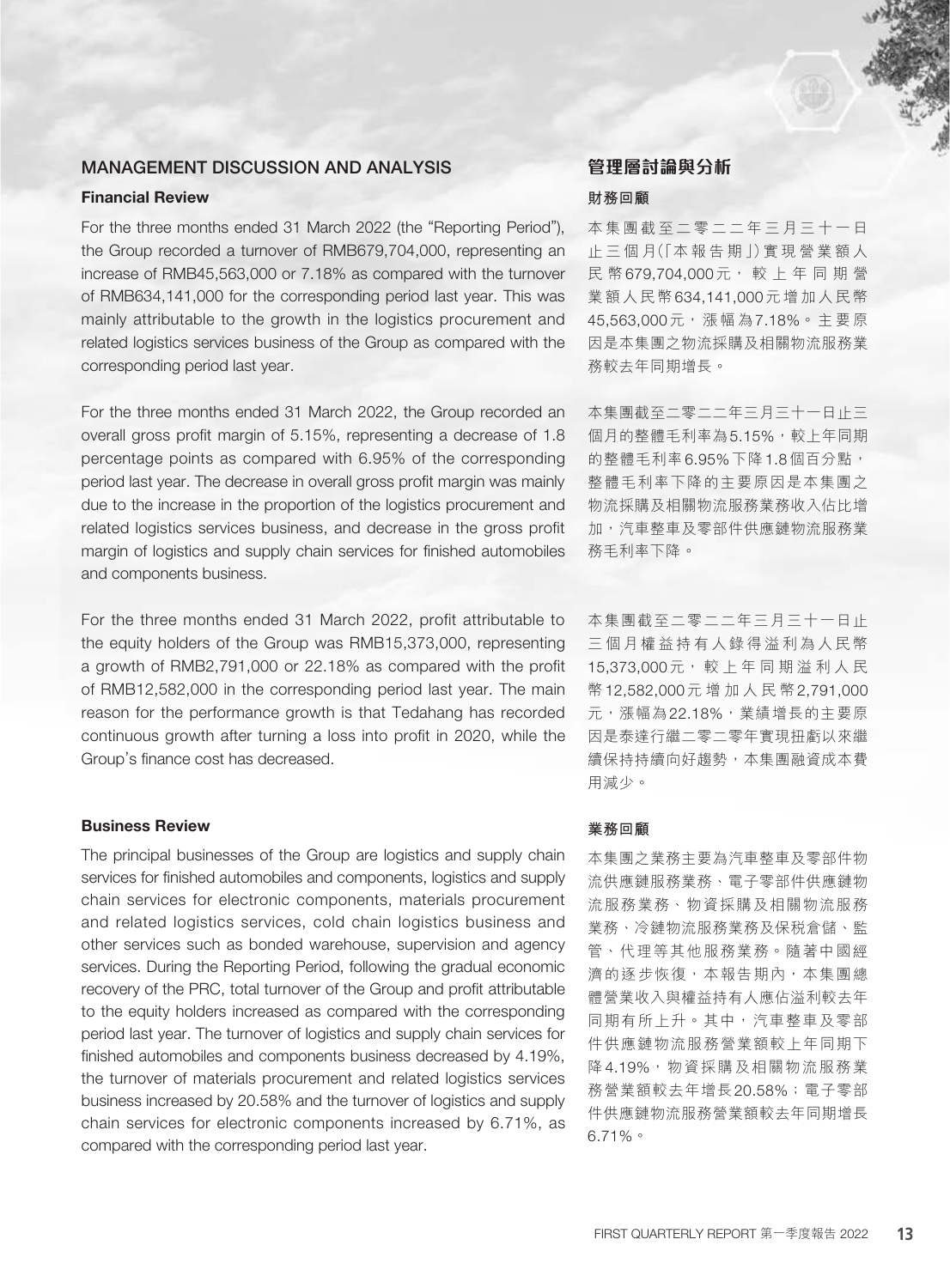## MANAGEMENT DISCUSSION AND ANALYSIS

### Financial Review

For the three months ended 31 March 2022 (the "Reporting Period"), the Group recorded a turnover of RMB679,704,000, representing an increase of RMB45,563,000 or 7.18% as compared with the turnover of RMB634,141,000 for the corresponding period last year. This was mainly attributable to the growth in the logistics procurement and related logistics services business of the Group as compared with the corresponding period last year.

For the three months ended 31 March 2022, the Group recorded an overall gross profit margin of 5.15%, representing a decrease of 1.8 percentage points as compared with 6.95% of the corresponding period last year. The decrease in overall gross profit margin was mainly due to the increase in the proportion of the logistics procurement and related logistics services business, and decrease in the gross profit margin of logistics and supply chain services for finished automobiles and components business.

For the three months ended 31 March 2022, profit attributable to the equity holders of the Group was RMB15,373,000, representing a growth of RMB2,791,000 or 22.18% as compared with the profit of RMB12,582,000 in the corresponding period last year. The main reason for the performance growth is that Tedahang has recorded continuous growth after turning a loss into profit in 2020, while the Group's finance cost has decreased.

### Business Review

The principal businesses of the Group are logistics and supply chain services for finished automobiles and components, logistics and supply chain services for electronic components, materials procurement and related logistics services, cold chain logistics business and other services such as bonded warehouse, supervision and agency services. During the Reporting Period, following the gradual economic recovery of the PRC, total turnover of the Group and profit attributable to the equity holders increased as compared with the corresponding period last year. The turnover of logistics and supply chain services for finished automobiles and components business decreased by 4.19%, the turnover of materials procurement and related logistics services business increased by 20.58% and the turnover of logistics and supply chain services for electronic components increased by 6.71%, as compared with the corresponding period last year.

## 管理層討論與分析

### 財務回顧

本集團截至二零二二年三月三十一日止三個月(「本報告期」)實現營業額人民幣679,704,000元，較上年同期營業額人民幣634,141,000元增加人民幣45,563,000元，漲幅為7.18%。主要原因是本集團之物流採購及相關物流服務業務較去年同期增長。

本集團截至二零二二年三月三十一日止三個月的整體毛利率為5.15%，較上年同期的整體毛利率6.95%下降1.8個百分點，整體毛利率下降的主要原因是本集團之物流採購及相關物流服務業務收入佔比增加，汽車整車及零部件供應鏈物流服務業務毛利率下降。

本集團截至二零二二年三月三十一日止三個月權益持有人錄得溢利為人民幣15,373,000元，較上年同期溢利人民幣12,582,000元增加人民幣2,791,000元，漲幅為22.18%，業績增長的主要原因是泰達行繼二零二零年實現扭虧以來繼續保持持續向好趨勢，本集團融資成本費用減少。

### 業務回顧

本集團之業務主要為汽車整車及零部件物流供應鏈服務業務、電子零部件供應鏈物流服務業務、物資採購及相關物流服務業務、冷鏈物流服務業務及保稅倉儲、監管、代理等其他服務業務。隨著中國經濟的逐步恢復，本報告期內，本集團總體營業收入與權益持有人應佔溢利較去年同期有所上升。其中，汽車整車及零部件供應鏈物流服務營業額較上年同期下降4.19%，物資採購及相關物流服務業務營業額較去年增長20.58%；電子零部件供應鏈物流服務營業額較去年同期增長6.71%。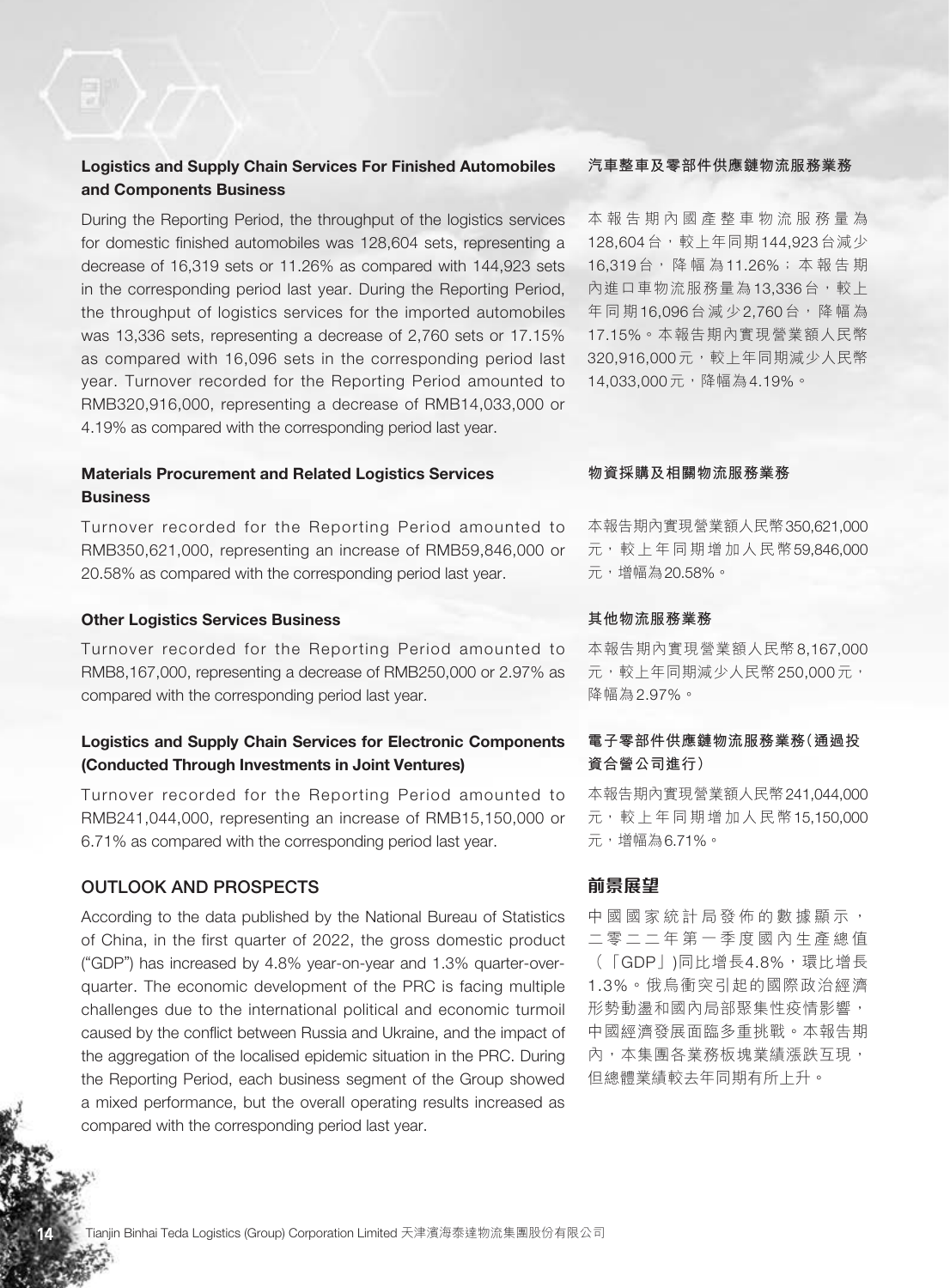### Logistics and Supply Chain Services For Finished Automobiles and Components Business

During the Reporting Period, the throughput of the logistics services for domestic finished automobiles was 128,604 sets, representing a decrease of 16,319 sets or 11.26% as compared with 144,923 sets in the corresponding period last year. During the Reporting Period, the throughput of logistics services for the imported automobiles was 13,336 sets, representing a decrease of 2,760 sets or 17.15% as compared with 16,096 sets in the corresponding period last year. Turnover recorded for the Reporting Period amounted to RMB320,916,000, representing a decrease of RMB14,033,000 or 4.19% as compared with the corresponding period last year.

### Materials Procurement and Related Logistics Services Business

Turnover recorded for the Reporting Period amounted to RMB350,621,000, representing an increase of RMB59,846,000 or 20.58% as compared with the corresponding period last year.

### Other Logistics Services Business

Turnover recorded for the Reporting Period amounted to RMB8,167,000, representing a decrease of RMB250,000 or 2.97% as compared with the corresponding period last year.

### Logistics and Supply Chain Services for Electronic Components (Conducted Through Investments in Joint Ventures)

Turnover recorded for the Reporting Period amounted to RMB241,044,000, representing an increase of RMB15,150,000 or 6.71% as compared with the corresponding period last year.

## OUTLOOK AND PROSPECTS

According to the data published by the National Bureau of Statistics of China, in the first quarter of 2022, the gross domestic product ("GDP") has increased by 4.8% year-on-year and 1.3% quarter-over-quarter. The economic development of the PRC is facing multiple challenges due to the international political and economic turmoil caused by the conflict between Russia and Ukraine, and the impact of the aggregation of the localised epidemic situation in the PRC. During the Reporting Period, each business segment of the Group showed a mixed performance, but the overall operating results increased as compared with the corresponding period last year.

### 汽車整車及零部件供應鏈物流服務業務

本報告期內國產整車物流服務量為128,604台，較上年同期144,923台減少16,319台，降幅為11.26%；本報告期內進口車物流服務量為13,336台，較上年同期16,096台減少2,760台，降幅為17.15%。本報告期內實現營業額人民幣320,916,000元，較上年同期減少人民幣14,033,000元，降幅為4.19%。

### 物資採購及相關物流服務業務

本報告期內實現營業額人民幣350,621,000元，較上年同期增加人民幣59,846,000元，增幅為20.58%。

### 其他物流服務業務

本報告期內實現營業額人民幣8,167,000元，較上年同期減少人民幣250,000元，降幅為2.97%。

### 電子零部件供應鏈物流服務業務(通過投資合營公司進行)

本報告期內實現營業額人民幣241,044,000元，較上年同期增加人民幣15,150,000元，增幅為6.71%。

## 前景展望

中國國家統計局發佈的數據顯示，二零二二年第一季度國內生產總值（「GDP」)同比增長4.8%，環比增長1.3%。俄烏衝突引起的國際政治經濟形勢動盪和國內局部聚集性疫情影響，中國經濟發展面臨多重挑戰。本報告期內，本集團各業務板塊業績漲跌互現，但總體業績較去年同期有所上升。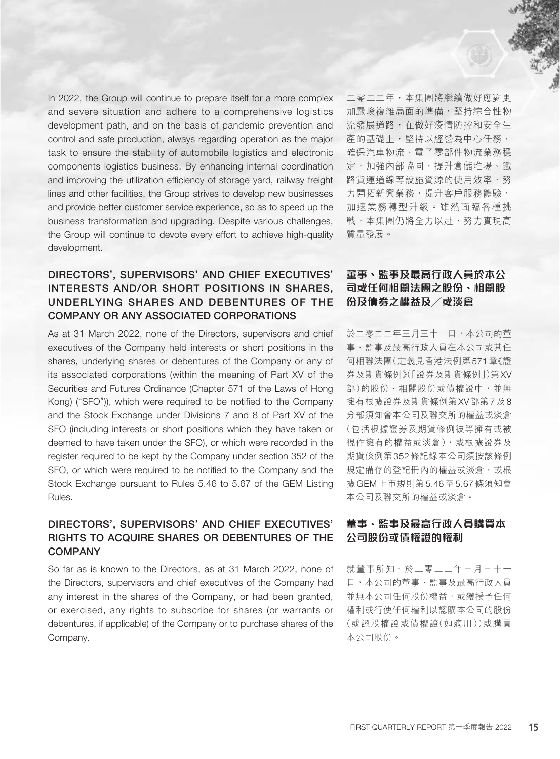In 2022, the Group will continue to prepare itself for a more complex and severe situation and adhere to a comprehensive logistics development path, and on the basis of pandemic prevention and control and safe production, always regarding operation as the major task to ensure the stability of automobile logistics and electronic components logistics business. By enhancing internal coordination and improving the utilization efficiency of storage yard, railway freight lines and other facilities, the Group strives to develop new businesses and provide better customer service experience, so as to speed up the business transformation and upgrading. Despite various challenges, the Group will continue to devote every effort to achieve high-quality development.

二零二二年，本集團將繼續做好應對更加嚴峻複雜局面的準備，堅持綜合性物流發展道路，在做好疫情防控和安全生產的基礎上，堅持以經營為中心任務，確保汽車物流、電子零部件物流業務穩定，加強內部協同，提升倉儲堆場、鐵路貨運道線等設施資源的使用效率，努力開拓新興業務，提升客戶服務體驗，加速業務轉型升級。雖然面臨各種挑戰，本集團仍將全力以赴，努力實現高質量發展。

## DIRECTORS', SUPERVISORS' AND CHIEF EXECUTIVES' INTERESTS AND/OR SHORT POSITIONS IN SHARES, UNDERLYING SHARES AND DEBENTURES OF THE COMPANY OR ANY ASSOCIATED CORPORATIONS

## 董事、監事及最高行政人員於本公司或任何相關法團之股份、相關股份及債券之權益及╱或淡倉

As at 31 March 2022, none of the Directors, supervisors and chief executives of the Company held interests or short positions in the shares, underlying shares or debentures of the Company or any of its associated corporations (within the meaning of Part XV of the Securities and Futures Ordinance (Chapter 571 of the Laws of Hong Kong) ("SFO")), which were required to be notified to the Company and the Stock Exchange under Divisions 7 and 8 of Part XV of the SFO (including interests or short positions which they have taken or deemed to have taken under the SFO), or which were recorded in the register required to be kept by the Company under section 352 of the SFO, or which were required to be notified to the Company and the Stock Exchange pursuant to Rules 5.46 to 5.67 of the GEM Listing Rules.

於二零二二年三月三十一日，本公司的董事、監事及最高行政人員在本公司或其任何相聯法團（定義見香港法例第571章《證券及期貨條例》（「證券及期貨條例」）第XV部）的股份、相關股份或債權證中，並無擁有根據證券及期貨條例第XV部第7及8分部須知會本公司及聯交所的權益或淡倉（包括根據證券及期貨條例彼等擁有或被視作擁有的權益或淡倉），或根據證券及期貨條例第352條記錄本公司須按該條例規定備存的登記冊內的權益或淡倉，或根據GEM上市規則第5.46至5.67條須知會本公司及聯交所的權益或淡倉。

## DIRECTORS', SUPERVISORS' AND CHIEF EXECUTIVES' RIGHTS TO ACQUIRE SHARES OR DEBENTURES OF THE COMPANY

## 董事、監事及最高行政人員購買本公司股份或債權證的權利

So far as is known to the Directors, as at 31 March 2022, none of the Directors, supervisors and chief executives of the Company had any interest in the shares of the Company, or had been granted, or exercised, any rights to subscribe for shares (or warrants or debentures, if applicable) of the Company or to purchase shares of the Company.

就董事所知，於二零二二年三月三十一日，本公司的董事、監事及最高行政人員並無本公司任何股份權益，或獲授予任何權利或行使任何權利以認購本公司的股份（或認股權證或債權證（如適用））或購買本公司股份。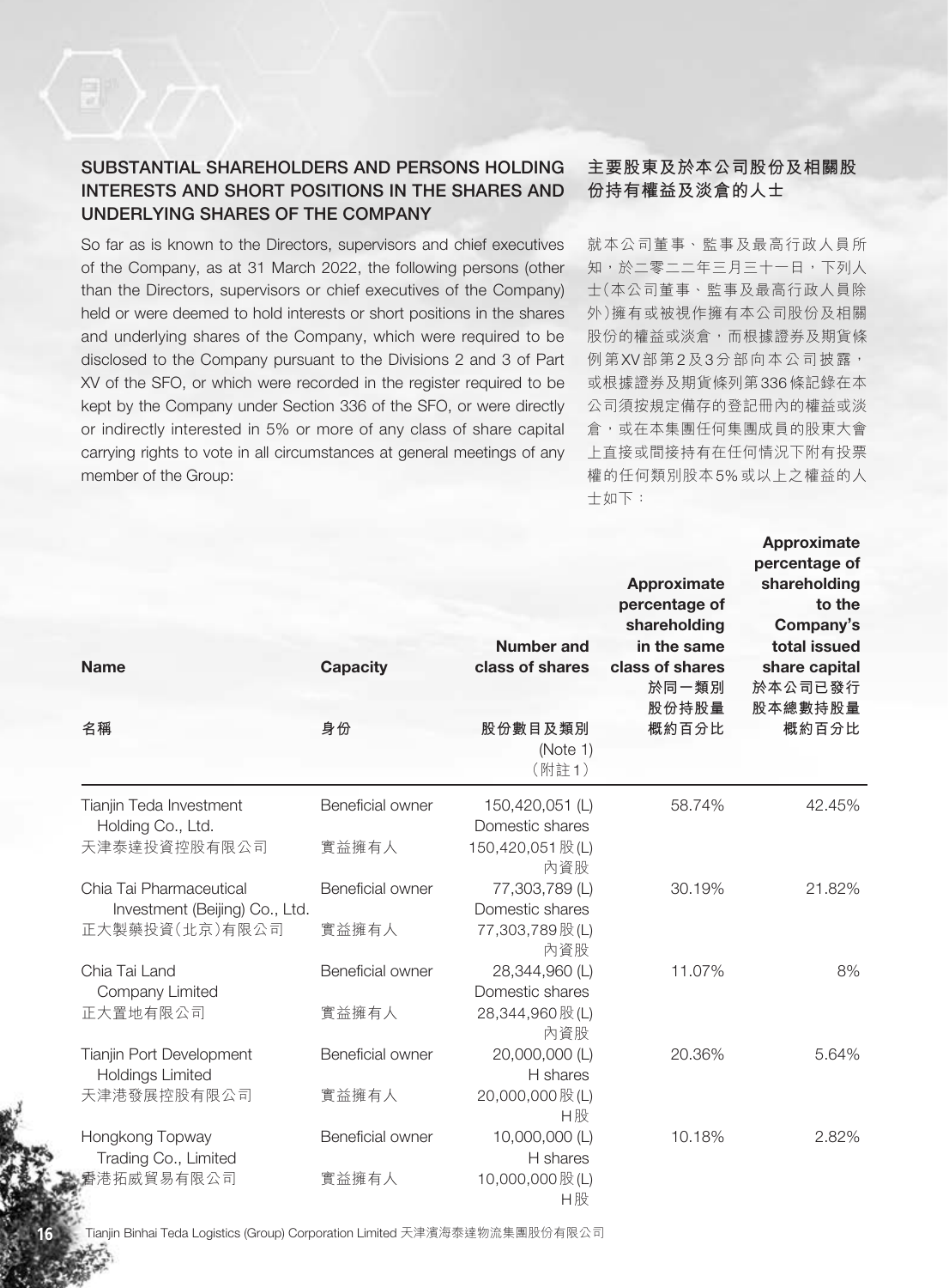## SUBSTANTIAL SHAREHOLDERS AND PERSONS HOLDING INTERESTS AND SHORT POSITIONS IN THE SHARES AND UNDERLYING SHARES OF THE COMPANY

So far as is known to the Directors, supervisors and chief executives of the Company, as at 31 March 2022, the following persons (other than the Directors, supervisors or chief executives of the Company) held or were deemed to hold interests or short positions in the shares and underlying shares of the Company, which were required to be disclosed to the Company pursuant to the Divisions 2 and 3 of Part XV of the SFO, or which were recorded in the register required to be kept by the Company under Section 336 of the SFO, or were directly or indirectly interested in 5% or more of any class of share capital carrying rights to vote in all circumstances at general meetings of any member of the Group:

## 主要股東及於本公司股份及相關股份持有權益及淡倉的人士

就本公司董事、監事及最高行政人員所知，於二零二二年三月三十一日，下列人士（本公司董事、監事及最高行政人員除外）擁有或被視作擁有本公司股份及相關股份的權益或淡倉，而根據證券及期貨條例第XV部第2及3分部向本公司披露，或根據證券及期貨條例第336條記錄在本公司須按規定備存的登記冊內的權益或淡倉，或在本集團任何集團成員的股東大會上直接或間接持有在任何情況下附有投票權的任何類別股本5%或以上之權益的人士如下：

| Name<br>名稱 | Capacity<br>身份 | Number and class of shares<br>股份數目及類別<br>(Note 1)<br>（附註1） | Approximate percentage of shareholding in the same class of shares<br>於同一類別股份持股量概約百分比 | Approximate percentage of shareholding to the Company's total issued share capital<br>於本公司已發行股本總數持股量概約百分比 |
|---|---|---|---|---|
| Tianjin Teda Investment Holding Co., Ltd.<br>天津泰達投資控股有限公司 | Beneficial owner<br>實益擁有人 | 150,420,051 (L) Domestic shares<br>150,420,051股(L)內資股 | 58.74% | 42.45% |
| Chia Tai Pharmaceutical Investment (Beijing) Co., Ltd.<br>正大製藥投資（北京）有限公司 | Beneficial owner<br>實益擁有人 | 77,303,789 (L) Domestic shares<br>77,303,789股(L)內資股 | 30.19% | 21.82% |
| Chia Tai Land Company Limited<br>正大置地有限公司 | Beneficial owner<br>實益擁有人 | 28,344,960 (L) Domestic shares<br>28,344,960股(L)內資股 | 11.07% | 8% |
| Tianjin Port Development Holdings Limited<br>天津港發展控股有限公司 | Beneficial owner<br>實益擁有人 | 20,000,000 (L) H shares<br>20,000,000股(L)H股 | 20.36% | 5.64% |
| Hongkong Topway Trading Co., Limited<br>香港拓威貿易有限公司 | Beneficial owner<br>實益擁有人 | 10,000,000 (L) H shares<br>10,000,000股(L)H股 | 10.18% | 2.82% |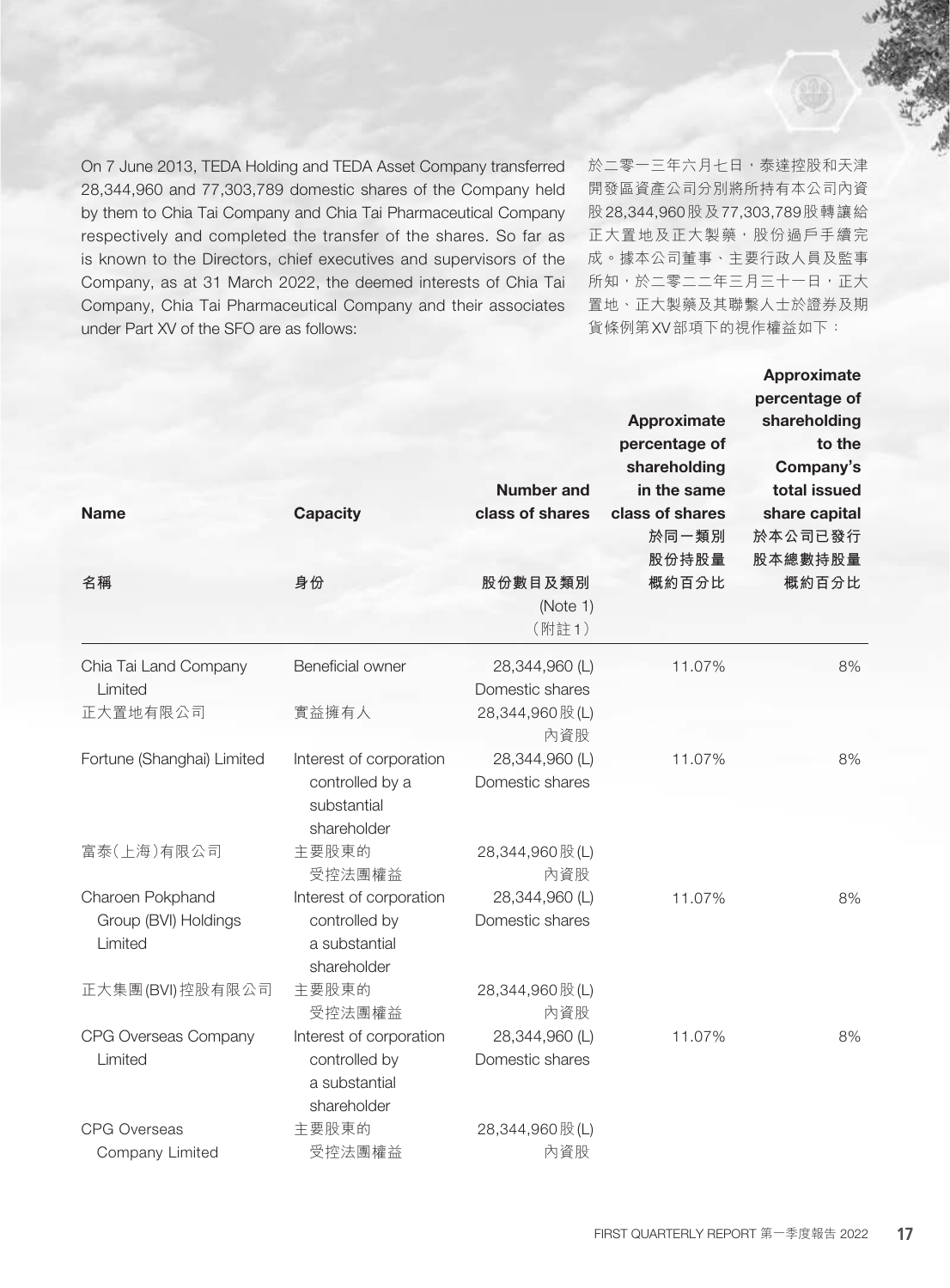On 7 June 2013, TEDA Holding and TEDA Asset Company transferred 28,344,960 and 77,303,789 domestic shares of the Company held by them to Chia Tai Company and Chia Tai Pharmaceutical Company respectively and completed the transfer of the shares. So far as is known to the Directors, chief executives and supervisors of the Company, as at 31 March 2022, the deemed interests of Chia Tai Company, Chia Tai Pharmaceutical Company and their associates under Part XV of the SFO are as follows:

於二零一三年六月七日，泰達控股和天津開發區資產公司分別將所持有本公司內資股28,344,960股及77,303,789股轉讓給正大置地及正大製藥，股份過戶手續完成。據本公司董事、主要行政人員及監事所知，於二零二二年三月三十一日，正大置地、正大製藥及其聯繫人士於證券及期貨條例第XV部項下的視作權益如下：

| Name<br>名稱 | Capacity<br>身份 | Number and class of shares<br>股份數目及類別<br>(Note 1)<br>（附註1） | Approximate percentage of shareholding in the same class of shares<br>於同一類別股份持股量概約百分比 | Approximate percentage of shareholding to the Company's total issued share capital<br>於本公司已發行股本總數持股量概約百分比 |
|---|---|---|---|---|
| Chia Tai Land Company Limited<br>正大置地有限公司 | Beneficial owner<br>實益擁有人 | 28,344,960 (L) Domestic shares<br>28,344,960股(L)內資股 | 11.07% | 8% |
| Fortune (Shanghai) Limited<br>富泰(上海)有限公司 | Interest of corporation controlled by a substantial shareholder<br>主要股東的受控法團權益 | 28,344,960 (L) Domestic shares<br>28,344,960股(L)內資股 | 11.07% | 8% |
| Charoen Pokphand Group (BVI) Holdings Limited<br>正大集團(BVI)控股有限公司 | Interest of corporation controlled by a substantial shareholder<br>主要股東的受控法團權益 | 28,344,960 (L) Domestic shares<br>28,344,960股(L)內資股 | 11.07% | 8% |
| CPG Overseas Company Limited<br>CPG Overseas Company Limited | Interest of corporation controlled by a substantial shareholder<br>主要股東的受控法團權益 | 28,344,960 (L) Domestic shares<br>28,344,960股(L)內資股 | 11.07% | 8% |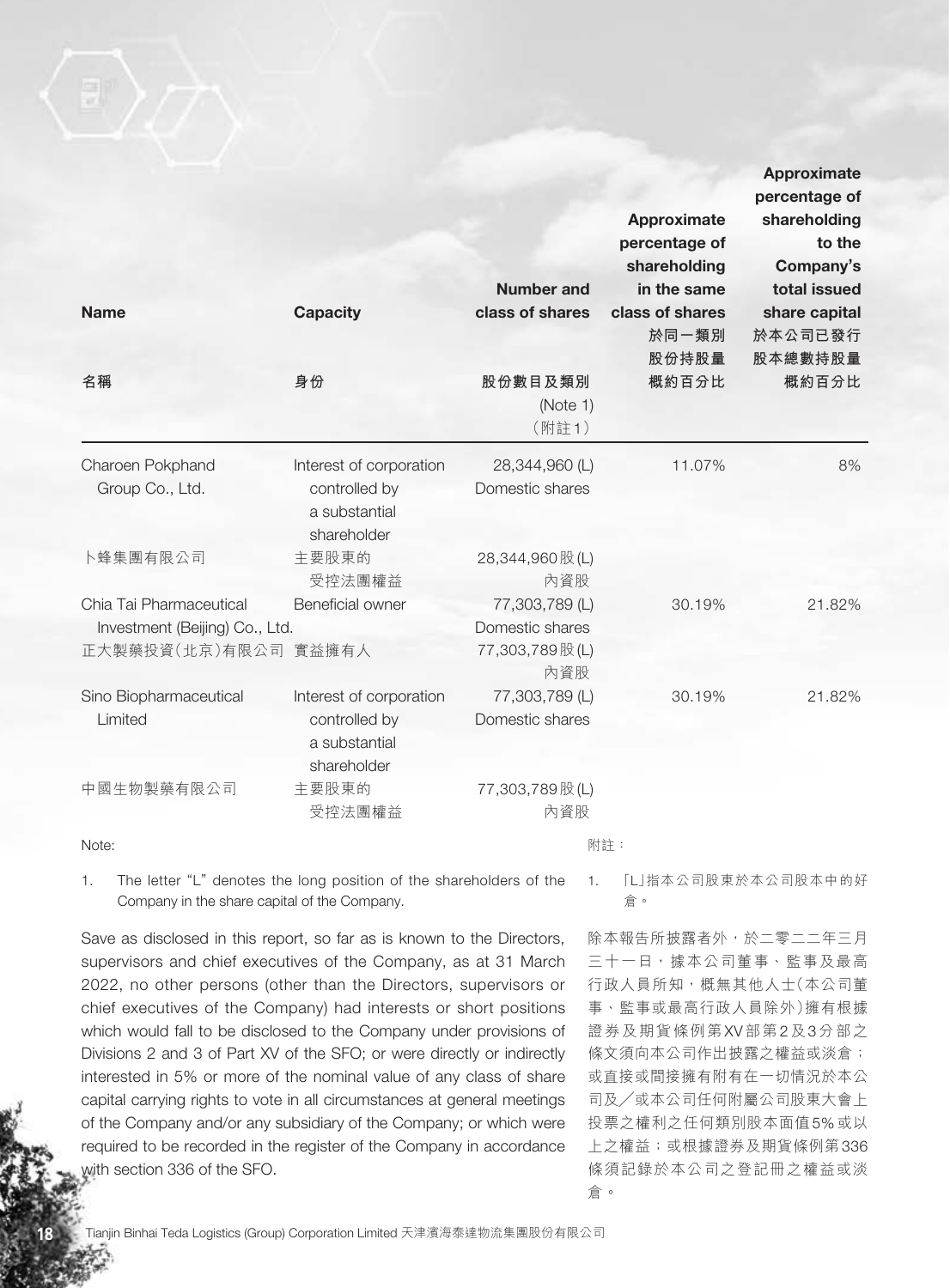| Name<br>名稱 | Capacity<br>身份 | Number and class of shares<br>股份數目及類別<br>(Note 1)<br>(附註1) | Approximate percentage of shareholding in the same class of shares<br>於同一類別股份持股量概約百分比 | Approximate percentage of shareholding to the Company's total issued share capital<br>於本公司已發行股本總數持股量概約百分比 |
|---|---|---|---|---|
| Charoen Pokphand Group Co., Ltd.<br>卜蜂集團有限公司 | Interest of corporation controlled by a substantial shareholder<br>主要股東的受控法團權益 | 28,344,960 (L)<br>Domestic shares<br>28,344,960股(L)<br>內資股 | 11.07% | 8% |
| Chia Tai Pharmaceutical Investment (Beijing) Co., Ltd.<br>正大製藥投資(北京)有限公司 | Beneficial owner<br>實益擁有人 | 77,303,789 (L)<br>Domestic shares<br>77,303,789股(L)<br>內資股 | 30.19% | 21.82% |
| Sino Biopharmaceutical Limited<br>中國生物製藥有限公司 | Interest of corporation controlled by a substantial shareholder<br>主要股東的受控法團權益 | 77,303,789 (L)<br>Domestic shares<br>77,303,789股(L)<br>內資股 | 30.19% | 21.82% |

Note:

1. The letter "L" denotes the long position of the shareholders of the Company in the share capital of the Company.

Save as disclosed in this report, so far as is known to the Directors, supervisors and chief executives of the Company, as at 31 March 2022, no other persons (other than the Directors, supervisors or chief executives of the Company) had interests or short positions which would fall to be disclosed to the Company under provisions of Divisions 2 and 3 of Part XV of the SFO; or were directly or indirectly interested in 5% or more of the nominal value of any class of share capital carrying rights to vote in all circumstances at general meetings of the Company and/or any subsidiary of the Company; or which were required to be recorded in the register of the Company in accordance with section 336 of the SFO.

附註：

1. 「L」指本公司股東於本公司股本中的好倉。

除本報告所披露者外，於二零二二年三月三十一日，據本公司董事、監事及最高行政人員所知，概無其他人士(本公司董事、監事或最高行政人員除外)擁有根據證券及期貨條例第XV部第2及3分部之條文須向本公司作出披露之權益或淡倉；或直接或間接擁有附有在一切情況於本公司及／或本公司任何附屬公司股東大會上投票之權利之任何類別股本面值5%或以上之權益；或根據證券及期貨條例第336條須記錄於本公司之登記冊之權益或淡倉。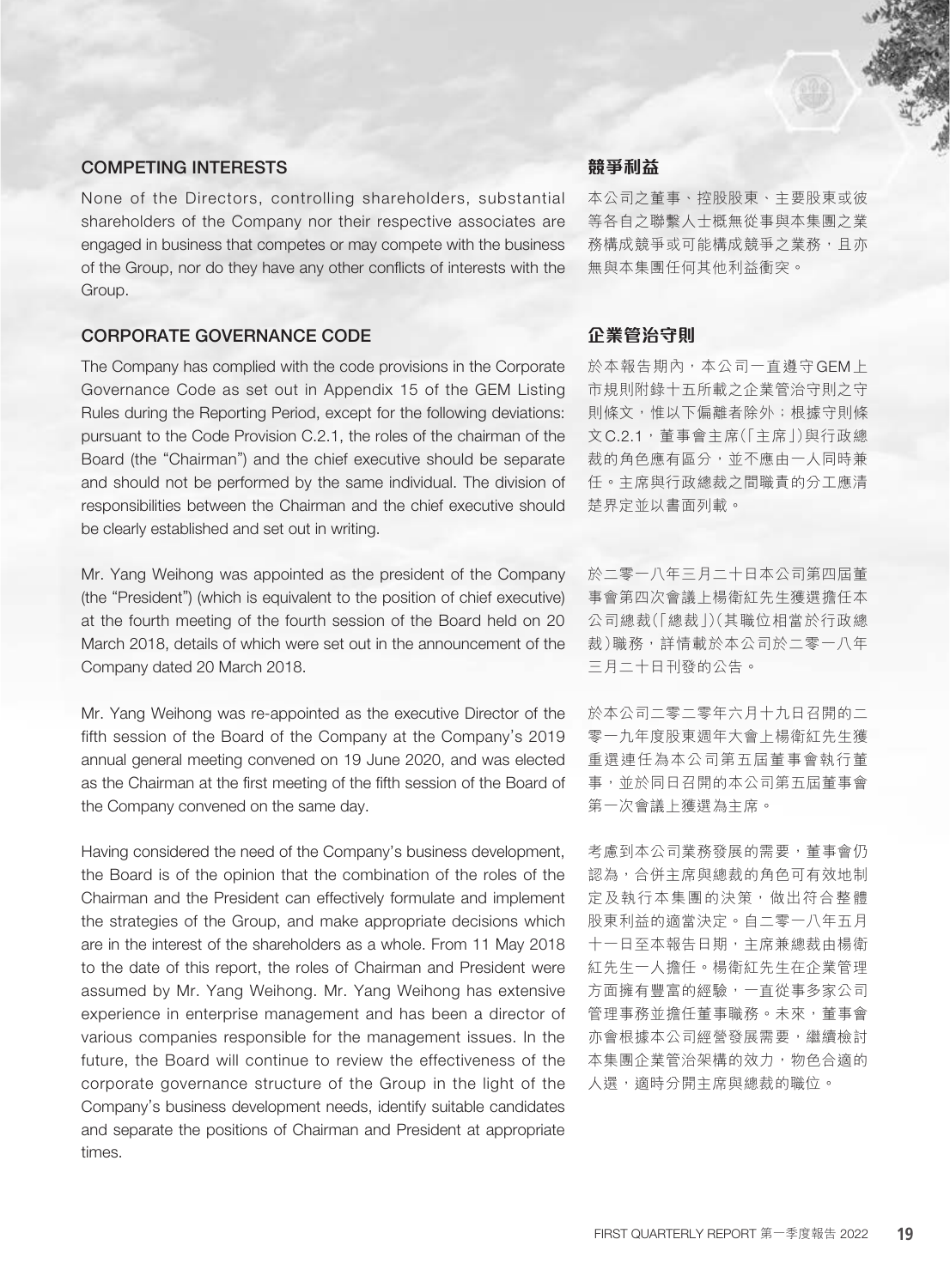## COMPETING INTERESTS

None of the Directors, controlling shareholders, substantial shareholders of the Company nor their respective associates are engaged in business that competes or may compete with the business of the Group, nor do they have any other conflicts of interests with the Group.

## 競爭利益

本公司之董事、控股股東、主要股東或彼等各自之聯繫人士概無從事與本集團之業務構成競爭或可能構成競爭之業務，且亦無與本集團任何其他利益衝突。

## CORPORATE GOVERNANCE CODE

The Company has complied with the code provisions in the Corporate Governance Code as set out in Appendix 15 of the GEM Listing Rules during the Reporting Period, except for the following deviations: pursuant to the Code Provision C.2.1, the roles of the chairman of the Board (the "Chairman") and the chief executive should be separate and should not be performed by the same individual. The division of responsibilities between the Chairman and the chief executive should be clearly established and set out in writing.

Mr. Yang Weihong was appointed as the president of the Company (the "President") (which is equivalent to the position of chief executive) at the fourth meeting of the fourth session of the Board held on 20 March 2018, details of which were set out in the announcement of the Company dated 20 March 2018.

Mr. Yang Weihong was re-appointed as the executive Director of the fifth session of the Board of the Company at the Company's 2019 annual general meeting convened on 19 June 2020, and was elected as the Chairman at the first meeting of the fifth session of the Board of the Company convened on the same day.

Having considered the need of the Company's business development, the Board is of the opinion that the combination of the roles of the Chairman and the President can effectively formulate and implement the strategies of the Group, and make appropriate decisions which are in the interest of the shareholders as a whole. From 11 May 2018 to the date of this report, the roles of Chairman and President were assumed by Mr. Yang Weihong. Mr. Yang Weihong has extensive experience in enterprise management and has been a director of various companies responsible for the management issues. In the future, the Board will continue to review the effectiveness of the corporate governance structure of the Group in the light of the Company's business development needs, identify suitable candidates and separate the positions of Chairman and President at appropriate times.

## 企業管治守則

於本報告期內，本公司一直遵守GEM上市規則附錄十五所載之企業管治守則之守則條文，惟以下偏離者除外：根據守則條文C.2.1，董事會主席（「主席」）與行政總裁的角色應有區分，並不應由一人同時兼任。主席與行政總裁之間職責的分工應清楚界定並以書面列載。

於二零一八年三月二十日本公司第四屆董事會第四次會議上楊衛紅先生獲選擔任本公司總裁（「總裁」）（其職位相當於行政總裁）職務，詳情載於本公司於二零一八年三月二十日刊發的公告。

於本公司二零二零年六月十九日召開的二零一九年度股東週年大會上楊衛紅先生獲重選連任為本公司第五屆董事會執行董事，並於同日召開的本公司第五屆董事會第一次會議上獲選為主席。

考慮到本公司業務發展的需要，董事會仍認為，合併主席與總裁的角色可有效地制定及執行本集團的決策，做出符合整體股東利益的適當決定。自二零一八年五月十一日至本報告日期，主席兼總裁由楊衛紅先生一人擔任。楊衛紅先生在企業管理方面擁有豐富的經驗，一直從事多家公司管理事務並擔任董事職務。未來，董事會亦會根據本公司經營發展需要，繼續檢討本集團企業管治架構的效力，物色合適的人選，適時分開主席與總裁的職位。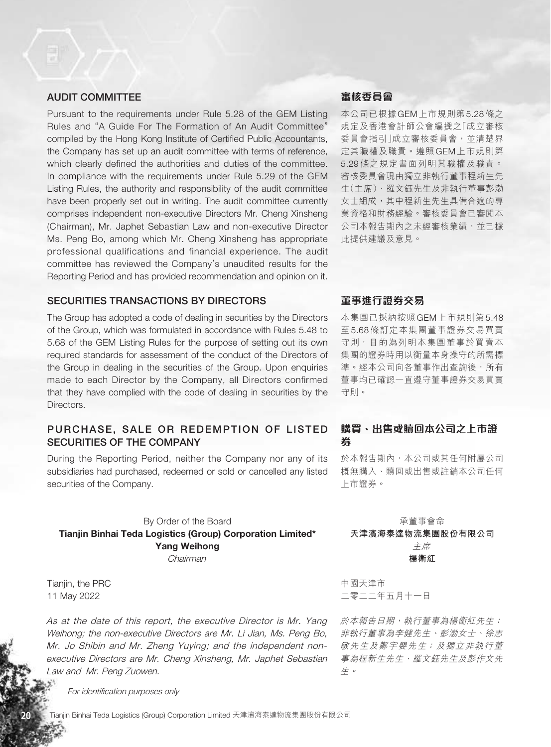## AUDIT COMMITTEE

Pursuant to the requirements under Rule 5.28 of the GEM Listing Rules and "A Guide For The Formation of An Audit Committee" compiled by the Hong Kong Institute of Certified Public Accountants, the Company has set up an audit committee with terms of reference, which clearly defined the authorities and duties of the committee. In compliance with the requirements under Rule 5.29 of the GEM Listing Rules, the authority and responsibility of the audit committee have been properly set out in writing. The audit committee currently comprises independent non-executive Directors Mr. Cheng Xinsheng (Chairman), Mr. Japhet Sebastian Law and non-executive Director Ms. Peng Bo, among which Mr. Cheng Xinsheng has appropriate professional qualifications and financial experience. The audit committee has reviewed the Company's unaudited results for the Reporting Period and has provided recommendation and opinion on it.

## SECURITIES TRANSACTIONS BY DIRECTORS

The Group has adopted a code of dealing in securities by the Directors of the Group, which was formulated in accordance with Rules 5.48 to 5.68 of the GEM Listing Rules for the purpose of setting out its own required standards for assessment of the conduct of the Directors of the Group in dealing in the securities of the Group. Upon enquiries made to each Director by the Company, all Directors confirmed that they have complied with the code of dealing in securities by the Directors.

## PURCHASE, SALE OR REDEMPTION OF LISTED SECURITIES OF THE COMPANY

During the Reporting Period, neither the Company nor any of its subsidiaries had purchased, redeemed or sold or cancelled any listed securities of the Company.

By Order of the Board
**Tianjin Binhai Teda Logistics (Group) Corporation Limited***
**Yang Weihong**
*Chairman*

Tianjin, the PRC
11 May 2022

*As at the date of this report, the executive Director is Mr. Yang Weihong; the non-executive Directors are Mr. Li Jian, Ms. Peng Bo, Mr. Jo Shibin and Mr. Zheng Yuying; and the independent non-executive Directors are Mr. Cheng Xinsheng, Mr. Japhet Sebastian Law and Mr. Peng Zuowen.*

\* *For identification purposes only*

## 審核委員會

本公司已根據GEM上市規則第5.28條之規定及香港會計師公會編撰之「成立審核委員會指引」成立審核委員會，並清楚界定其職權及職責。遵照GEM上市規則第5.29條之規定書面列明其職權及職責。審核委員會現由獨立非執行董事程新生先生(主席)、羅文鈺先生及非執行董事彭渤女士組成，其中程新生先生具備合適的專業資格和財務經驗。審核委員會已審閱本公司本報告期內之未經審核業績，並已據此提供建議及意見。

## 董事進行證券交易

本集團已採納按照GEM上市規則第5.48至5.68條訂定本集團董事證券交易買賣守則，目的為列明本集團董事於買賣本集團的證券時用以衡量本身操守的所需標準。經本公司向各董事作出查詢後，所有董事均已確認一直遵守董事證券交易買賣守則。

## 購買、出售或贖回本公司之上市證券

於本報告期內，本公司或其任何附屬公司概無購入、贖回或出售或註銷本公司任何上市證券。

承董事會命
**天津濱海泰達物流集團股份有限公司**
*主席*
**楊衛紅**

中國天津市
二零二二年五月十一日

*於本報告日期，執行董事為楊衛紅先生；非執行董事為李健先生、彭渤女士、徐志敏先生及鄭宇嬰先生；及獨立非執行董事為程新生先生、羅文鈺先生及彭作文先生。*